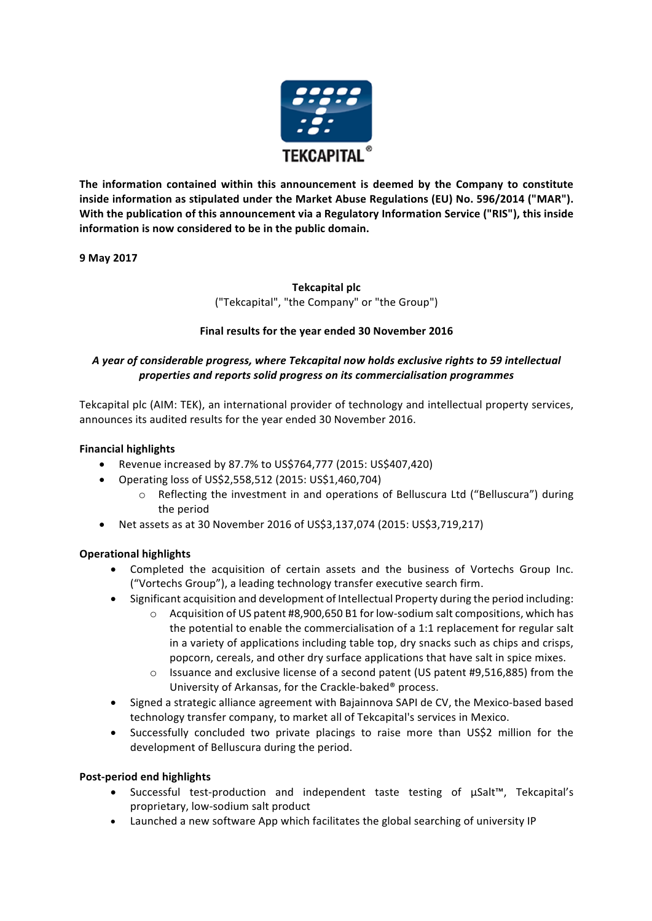**The information contained within this announcement is deemed by the Company to constitute inside information as stipulated under the Market Abuse Regulations (EU) No. 596/2014 ("MAR"). With the publication of this announcement via a Regulatory Information Service ("RIS"), this inside information is now considered to be in the public domain.**

**9 May 2017**

**Tekcapital plc**
("Tekcapital", "the Company" or "the Group")

**Final results for the year ended 30 November 2016**

***A year of considerable progress, where Tekcapital now holds exclusive rights to 59 intellectual properties and reports solid progress on its commercialisation programmes***

Tekcapital plc (AIM: TEK), an international provider of technology and intellectual property services, announces its audited results for the year ended 30 November 2016.

**Financial highlights**

- Revenue increased by 87.7% to US$764,777 (2015: US$407,420)
- Operating loss of US$2,558,512 (2015: US$1,460,704)
  - Reflecting the investment in and operations of Belluscura Ltd ("Belluscura") during the period
- Net assets as at 30 November 2016 of US$3,137,074 (2015: US$3,719,217)

**Operational highlights**

- Completed the acquisition of certain assets and the business of Vortechs Group Inc. ("Vortechs Group"), a leading technology transfer executive search firm.
- Significant acquisition and development of Intellectual Property during the period including:
  - Acquisition of US patent #8,900,650 B1 for low-sodium salt compositions, which has the potential to enable the commercialisation of a 1:1 replacement for regular salt in a variety of applications including table top, dry snacks such as chips and crisps, popcorn, cereals, and other dry surface applications that have salt in spice mixes.
  - Issuance and exclusive license of a second patent (US patent #9,516,885) from the University of Arkansas, for the Crackle-baked® process.
- Signed a strategic alliance agreement with Bajainnova SAPI de CV, the Mexico-based based technology transfer company, to market all of Tekcapital's services in Mexico.
- Successfully concluded two private placings to raise more than US$2 million for the development of Belluscura during the period.

**Post-period end highlights**

- Successful test-production and independent taste testing of µSalt™, Tekcapital's proprietary, low-sodium salt product
- Launched a new software App which facilitates the global searching of university IP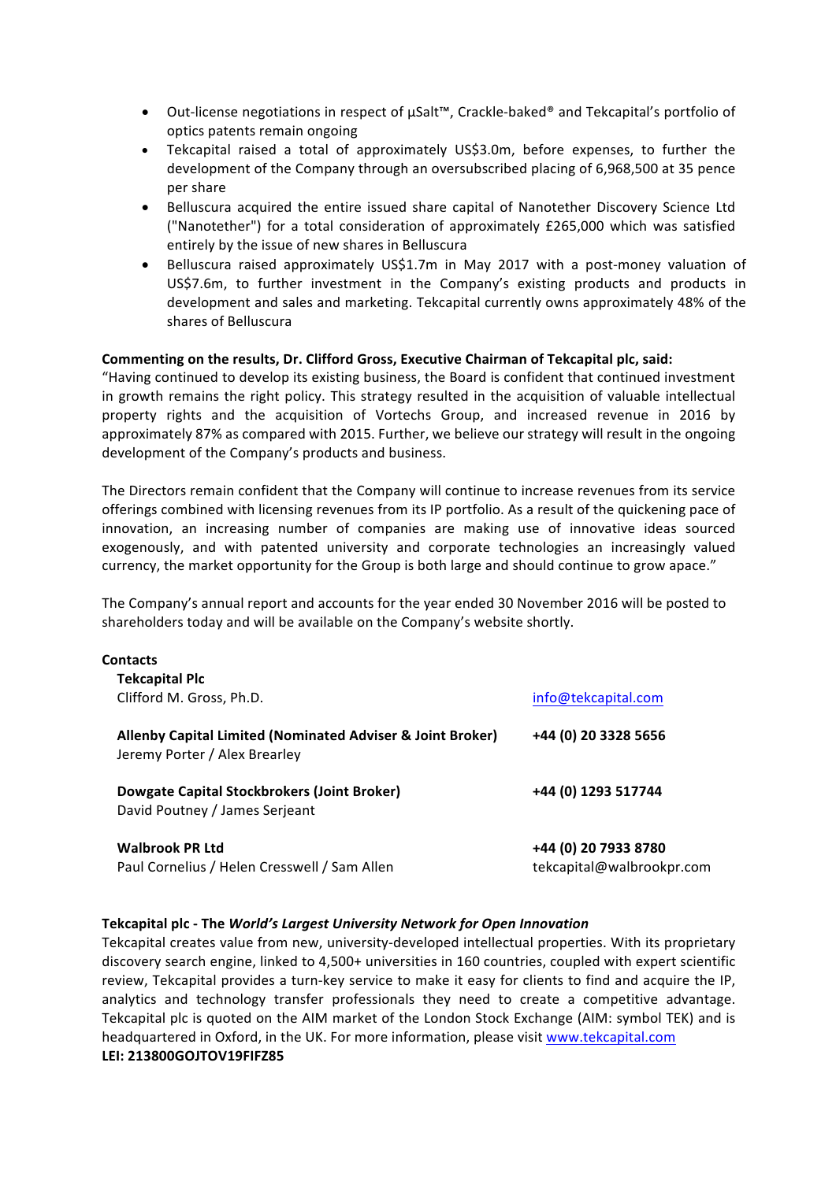- Out-license negotiations in respect of µSalt™, Crackle-baked® and Tekcapital's portfolio of optics patents remain ongoing
- Tekcapital raised a total of approximately US$3.0m, before expenses, to further the development of the Company through an oversubscribed placing of 6,968,500 at 35 pence per share
- Belluscura acquired the entire issued share capital of Nanotether Discovery Science Ltd ("Nanotether") for a total consideration of approximately £265,000 which was satisfied entirely by the issue of new shares in Belluscura
- Belluscura raised approximately US$1.7m in May 2017 with a post-money valuation of US$7.6m, to further investment in the Company's existing products and products in development and sales and marketing. Tekcapital currently owns approximately 48% of the shares of Belluscura

**Commenting on the results, Dr. Clifford Gross, Executive Chairman of Tekcapital plc, said:**

"Having continued to develop its existing business, the Board is confident that continued investment in growth remains the right policy. This strategy resulted in the acquisition of valuable intellectual property rights and the acquisition of Vortechs Group, and increased revenue in 2016 by approximately 87% as compared with 2015. Further, we believe our strategy will result in the ongoing development of the Company's products and business.

The Directors remain confident that the Company will continue to increase revenues from its service offerings combined with licensing revenues from its IP portfolio. As a result of the quickening pace of innovation, an increasing number of companies are making use of innovative ideas sourced exogenously, and with patented university and corporate technologies an increasingly valued currency, the market opportunity for the Group is both large and should continue to grow apace."

The Company's annual report and accounts for the year ended 30 November 2016 will be posted to shareholders today and will be available on the Company's website shortly.

**Contacts**

| | |
|---|---|
| **Tekcapital Plc**<br>Clifford M. Gross, Ph.D. | info@tekcapital.com |
| **Allenby Capital Limited (Nominated Adviser & Joint Broker)**<br>Jeremy Porter / Alex Brearley | **+44 (0) 20 3328 5656** |
| **Dowgate Capital Stockbrokers (Joint Broker)**<br>David Poutney / James Serjeant | **+44 (0) 1293 517744** |
| **Walbrook PR Ltd**<br>Paul Cornelius / Helen Cresswell / Sam Allen | **+44 (0) 20 7933 8780**<br>tekcapital@walbrookpr.com |

**Tekcapital plc - The *World's Largest University Network for Open Innovation***

Tekcapital creates value from new, university-developed intellectual properties. With its proprietary discovery search engine, linked to 4,500+ universities in 160 countries, coupled with expert scientific review, Tekcapital provides a turn-key service to make it easy for clients to find and acquire the IP, analytics and technology transfer professionals they need to create a competitive advantage. Tekcapital plc is quoted on the AIM market of the London Stock Exchange (AIM: symbol TEK) and is headquartered in Oxford, in the UK. For more information, please visit www.tekcapital.com

**LEI: 213800GOJTOV19FIFZ85**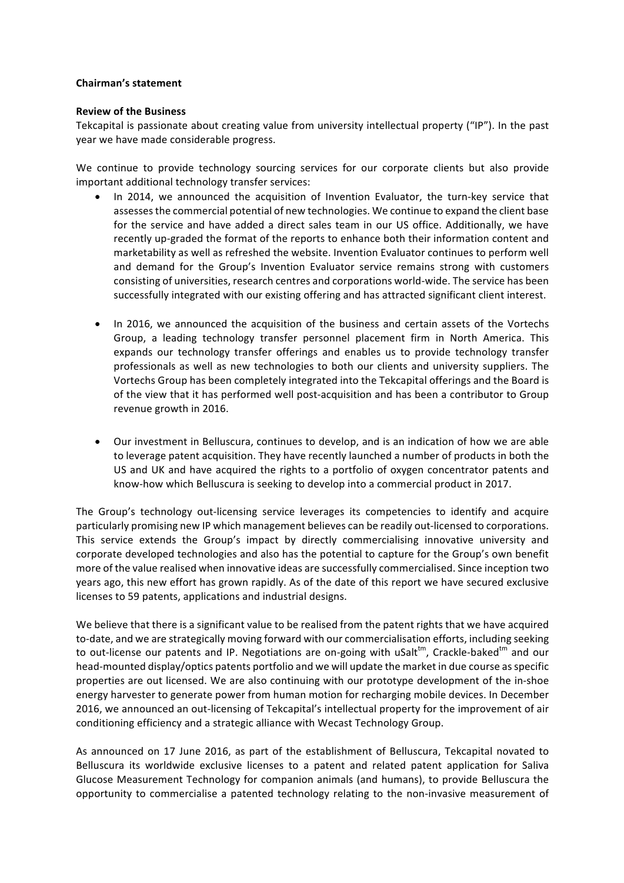**Chairman's statement**

**Review of the Business**

Tekcapital is passionate about creating value from university intellectual property ("IP"). In the past year we have made considerable progress.

We continue to provide technology sourcing services for our corporate clients but also provide important additional technology transfer services:

- In 2014, we announced the acquisition of Invention Evaluator, the turn-key service that assesses the commercial potential of new technologies. We continue to expand the client base for the service and have added a direct sales team in our US office. Additionally, we have recently up-graded the format of the reports to enhance both their information content and marketability as well as refreshed the website. Invention Evaluator continues to perform well and demand for the Group's Invention Evaluator service remains strong with customers consisting of universities, research centres and corporations world-wide. The service has been successfully integrated with our existing offering and has attracted significant client interest.

- In 2016, we announced the acquisition of the business and certain assets of the Vortechs Group, a leading technology transfer personnel placement firm in North America. This expands our technology transfer offerings and enables us to provide technology transfer professionals as well as new technologies to both our clients and university suppliers. The Vortechs Group has been completely integrated into the Tekcapital offerings and the Board is of the view that it has performed well post-acquisition and has been a contributor to Group revenue growth in 2016.

- Our investment in Belluscura, continues to develop, and is an indication of how we are able to leverage patent acquisition. They have recently launched a number of products in both the US and UK and have acquired the rights to a portfolio of oxygen concentrator patents and know-how which Belluscura is seeking to develop into a commercial product in 2017.

The Group's technology out-licensing service leverages its competencies to identify and acquire particularly promising new IP which management believes can be readily out-licensed to corporations. This service extends the Group's impact by directly commercialising innovative university and corporate developed technologies and also has the potential to capture for the Group's own benefit more of the value realised when innovative ideas are successfully commercialised. Since inception two years ago, this new effort has grown rapidly. As of the date of this report we have secured exclusive licenses to 59 patents, applications and industrial designs.

We believe that there is a significant value to be realised from the patent rights that we have acquired to-date, and we are strategically moving forward with our commercialisation efforts, including seeking to out-license our patents and IP. Negotiations are on-going with uSalt™, Crackle-baked™ and our head-mounted display/optics patents portfolio and we will update the market in due course as specific properties are out licensed. We are also continuing with our prototype development of the in-shoe energy harvester to generate power from human motion for recharging mobile devices. In December 2016, we announced an out-licensing of Tekcapital's intellectual property for the improvement of air conditioning efficiency and a strategic alliance with Wecast Technology Group.

As announced on 17 June 2016, as part of the establishment of Belluscura, Tekcapital novated to Belluscura its worldwide exclusive licenses to a patent and related patent application for Saliva Glucose Measurement Technology for companion animals (and humans), to provide Belluscura the opportunity to commercialise a patented technology relating to the non-invasive measurement of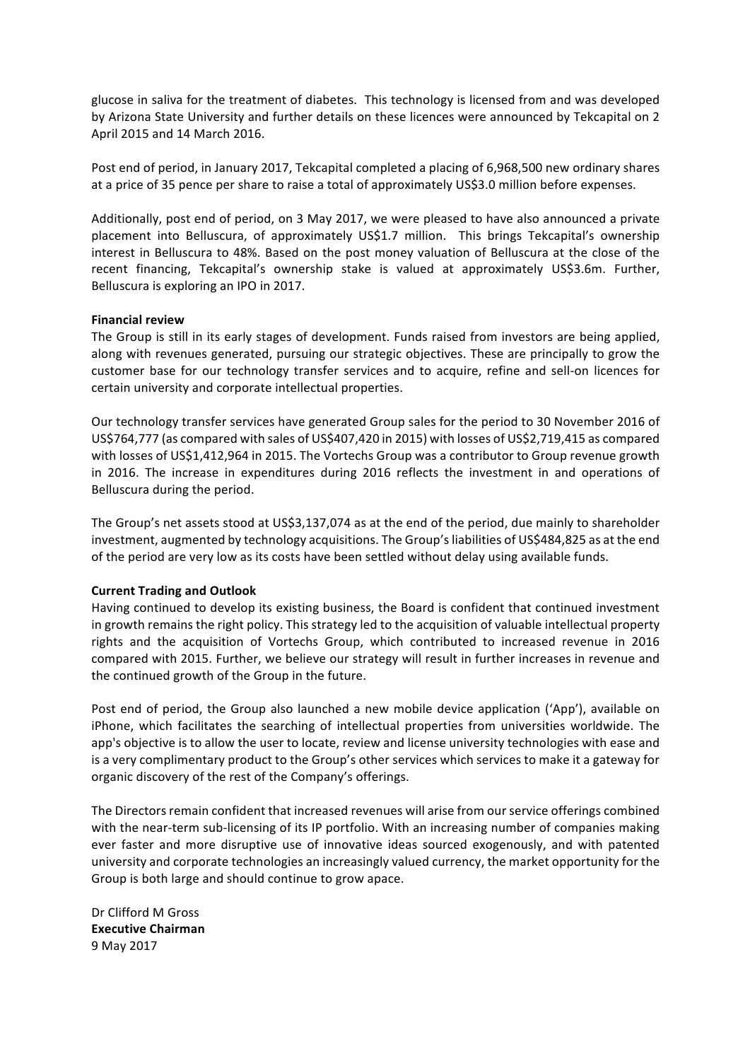glucose in saliva for the treatment of diabetes. This technology is licensed from and was developed by Arizona State University and further details on these licences were announced by Tekcapital on 2 April 2015 and 14 March 2016.

Post end of period, in January 2017, Tekcapital completed a placing of 6,968,500 new ordinary shares at a price of 35 pence per share to raise a total of approximately US$3.0 million before expenses.

Additionally, post end of period, on 3 May 2017, we were pleased to have also announced a private placement into Belluscura, of approximately US$1.7 million. This brings Tekcapital's ownership interest in Belluscura to 48%. Based on the post money valuation of Belluscura at the close of the recent financing, Tekcapital's ownership stake is valued at approximately US$3.6m. Further, Belluscura is exploring an IPO in 2017.

**Financial review**

The Group is still in its early stages of development. Funds raised from investors are being applied, along with revenues generated, pursuing our strategic objectives. These are principally to grow the customer base for our technology transfer services and to acquire, refine and sell-on licences for certain university and corporate intellectual properties.

Our technology transfer services have generated Group sales for the period to 30 November 2016 of US$764,777 (as compared with sales of US$407,420 in 2015) with losses of US$2,719,415 as compared with losses of US$1,412,964 in 2015. The Vortechs Group was a contributor to Group revenue growth in 2016. The increase in expenditures during 2016 reflects the investment in and operations of Belluscura during the period.

The Group's net assets stood at US$3,137,074 as at the end of the period, due mainly to shareholder investment, augmented by technology acquisitions. The Group's liabilities of US$484,825 as at the end of the period are very low as its costs have been settled without delay using available funds.

**Current Trading and Outlook**

Having continued to develop its existing business, the Board is confident that continued investment in growth remains the right policy. This strategy led to the acquisition of valuable intellectual property rights and the acquisition of Vortechs Group, which contributed to increased revenue in 2016 compared with 2015. Further, we believe our strategy will result in further increases in revenue and the continued growth of the Group in the future.

Post end of period, the Group also launched a new mobile device application ('App'), available on iPhone, which facilitates the searching of intellectual properties from universities worldwide. The app's objective is to allow the user to locate, review and license university technologies with ease and is a very complimentary product to the Group's other services which services to make it a gateway for organic discovery of the rest of the Company's offerings.

The Directors remain confident that increased revenues will arise from our service offerings combined with the near-term sub-licensing of its IP portfolio. With an increasing number of companies making ever faster and more disruptive use of innovative ideas sourced exogenously, and with patented university and corporate technologies an increasingly valued currency, the market opportunity for the Group is both large and should continue to grow apace.

Dr Clifford M Gross
**Executive Chairman**
9 May 2017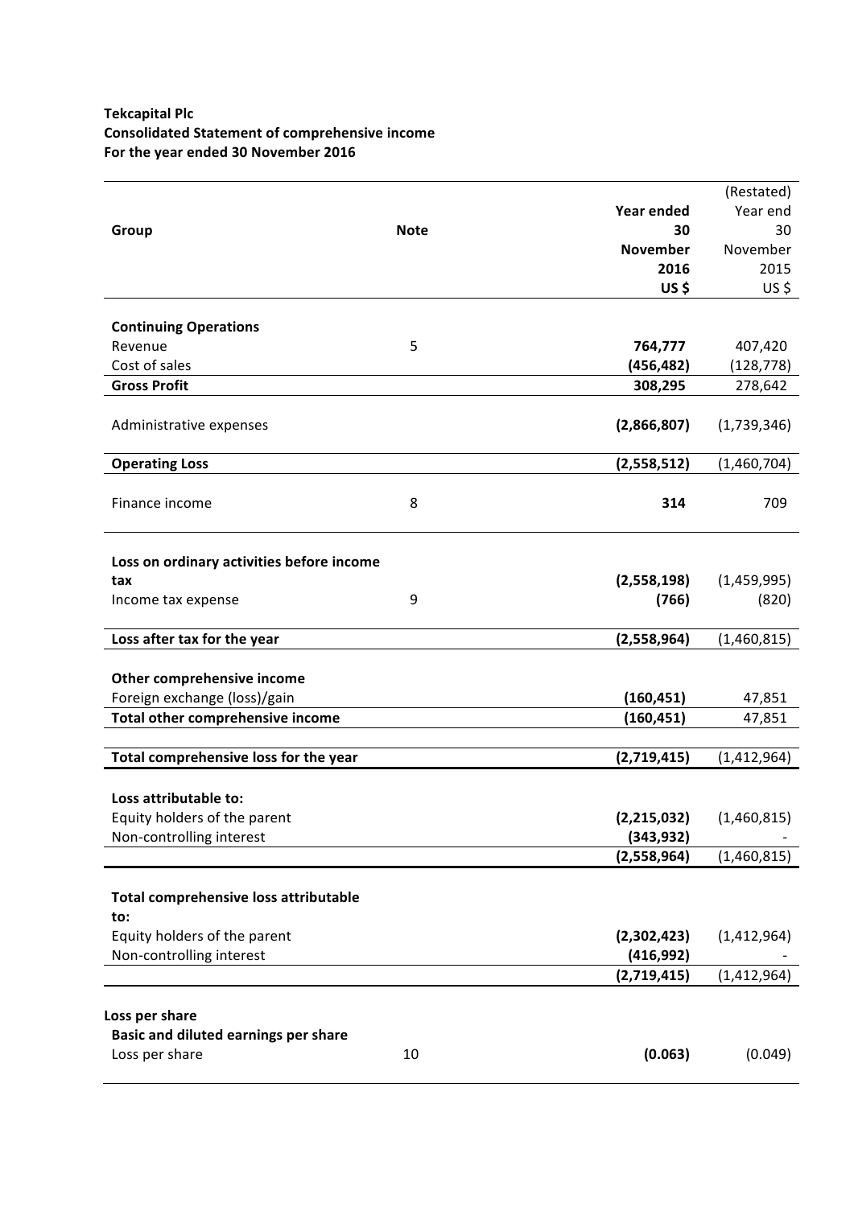**Tekcapital Plc**
**Consolidated Statement of comprehensive income**
**For the year ended 30 November 2016**

| Group | Note | Year ended 30 November 2016 US $ | (Restated) Year end 30 November 2015 US $ |
|---|---|---|---|
| **Continuing Operations** | | | |
| Revenue | 5 | **764,777** | 407,420 |
| Cost of sales | | **(456,482)** | (128,778) |
| **Gross Profit** | | **308,295** | 278,642 |
| Administrative expenses | | **(2,866,807)** | (1,739,346) |
| **Operating Loss** | | **(2,558,512)** | (1,460,704) |
| Finance income | 8 | **314** | 709 |
| **Loss on ordinary activities before income tax** | | **(2,558,198)** | (1,459,995) |
| Income tax expense | 9 | **(766)** | (820) |
| **Loss after tax for the year** | | **(2,558,964)** | (1,460,815) |
| **Other comprehensive income** | | | |
| Foreign exchange (loss)/gain | | **(160,451)** | 47,851 |
| **Total other comprehensive income** | | **(160,451)** | 47,851 |
| **Total comprehensive loss for the year** | | **(2,719,415)** | (1,412,964) |
| **Loss attributable to:** | | | |
| Equity holders of the parent | | **(2,215,032)** | (1,460,815) |
| Non-controlling interest | | **(343,932)** | - |
| | | **(2,558,964)** | (1,460,815) |
| **Total comprehensive loss attributable to:** | | | |
| Equity holders of the parent | | **(2,302,423)** | (1,412,964) |
| Non-controlling interest | | **(416,992)** | - |
| | | **(2,719,415)** | (1,412,964) |
| **Loss per share** | | | |
| **Basic and diluted earnings per share** | | | |
| Loss per share | 10 | **(0.063)** | (0.049) |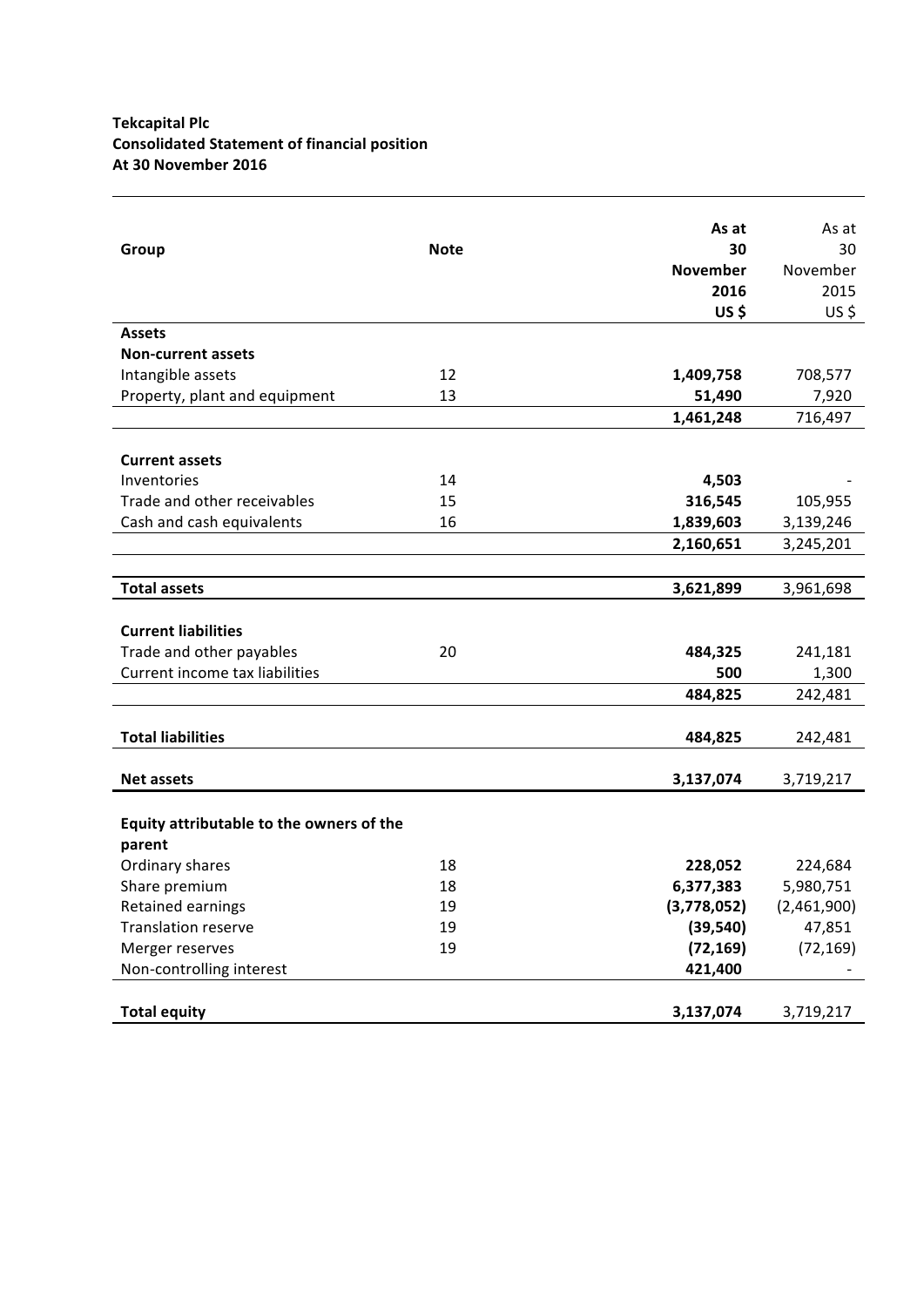**Tekcapital Plc**
**Consolidated Statement of financial position**
**At 30 November 2016**

| Group | Note | As at 30 November 2016 US $ | As at 30 November 2015 US $ |
|---|---|---|---|
| **Assets** | | | |
| **Non-current assets** | | | |
| Intangible assets | 12 | **1,409,758** | 708,577 |
| Property, plant and equipment | 13 | **51,490** | 7,920 |
| | | **1,461,248** | 716,497 |
| | | | |
| **Current assets** | | | |
| Inventories | 14 | **4,503** | - |
| Trade and other receivables | 15 | **316,545** | 105,955 |
| Cash and cash equivalents | 16 | **1,839,603** | 3,139,246 |
| | | **2,160,651** | 3,245,201 |
| | | | |
| **Total assets** | | **3,621,899** | 3,961,698 |
| | | | |
| **Current liabilities** | | | |
| Trade and other payables | 20 | **484,325** | 241,181 |
| Current income tax liabilities | | **500** | 1,300 |
| | | **484,825** | 242,481 |
| | | | |
| **Total liabilities** | | **484,825** | 242,481 |
| | | | |
| **Net assets** | | **3,137,074** | 3,719,217 |
| | | | |
| **Equity attributable to the owners of the parent** | | | |
| Ordinary shares | 18 | **228,052** | 224,684 |
| Share premium | 18 | **6,377,383** | 5,980,751 |
| Retained earnings | 19 | **(3,778,052)** | (2,461,900) |
| Translation reserve | 19 | **(39,540)** | 47,851 |
| Merger reserves | 19 | **(72,169)** | (72,169) |
| Non-controlling interest | | **421,400** | - |
| | | | |
| **Total equity** | | **3,137,074** | 3,719,217 |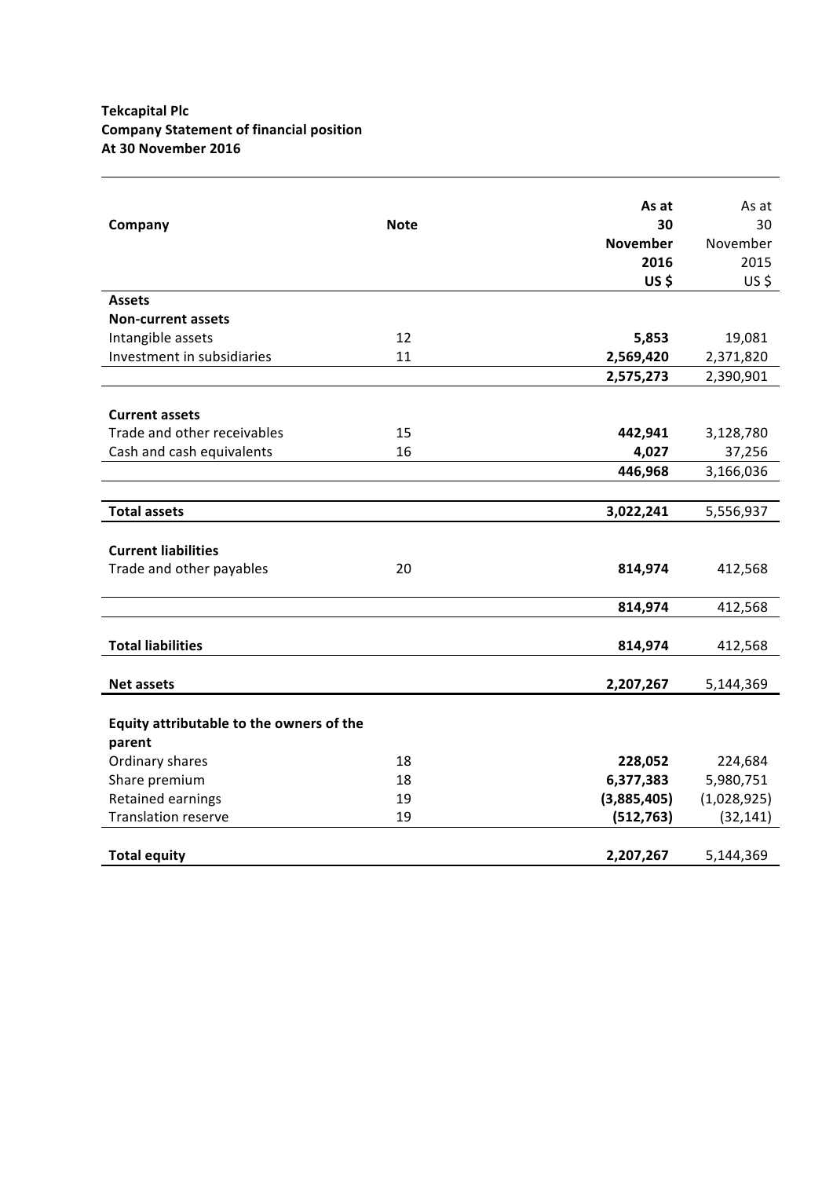**Tekcapital Plc**
**Company Statement of financial position**
**At 30 November 2016**

| Company | Note | As at 30 November 2016 US $ | As at 30 November 2015 US $ |
|---|---|---|---|
| **Assets** | | | |
| **Non-current assets** | | | |
| Intangible assets | 12 | **5,853** | 19,081 |
| Investment in subsidiaries | 11 | **2,569,420** | 2,371,820 |
| | | **2,575,273** | 2,390,901 |
| **Current assets** | | | |
| Trade and other receivables | 15 | **442,941** | 3,128,780 |
| Cash and cash equivalents | 16 | **4,027** | 37,256 |
| | | **446,968** | 3,166,036 |
| **Total assets** | | **3,022,241** | 5,556,937 |
| **Current liabilities** | | | |
| Trade and other payables | 20 | **814,974** | 412,568 |
| | | **814,974** | 412,568 |
| **Total liabilities** | | **814,974** | 412,568 |
| **Net assets** | | **2,207,267** | 5,144,369 |
| **Equity attributable to the owners of the parent** | | | |
| Ordinary shares | 18 | **228,052** | 224,684 |
| Share premium | 18 | **6,377,383** | 5,980,751 |
| Retained earnings | 19 | **(3,885,405)** | (1,028,925) |
| Translation reserve | 19 | **(512,763)** | (32,141) |
| **Total equity** | | **2,207,267** | 5,144,369 |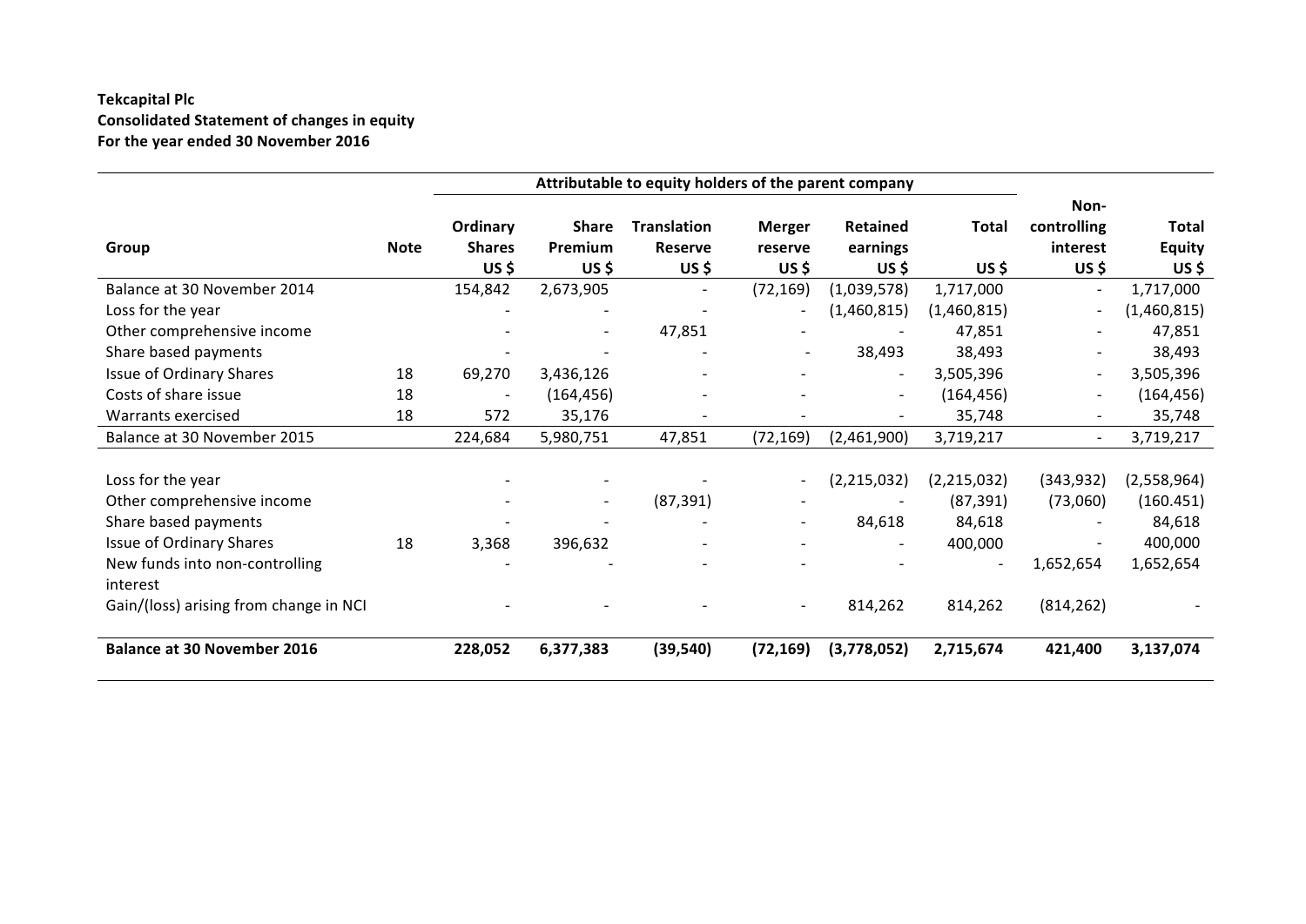**Tekcapital Plc**
**Consolidated Statement of changes in equity**
**For the year ended 30 November 2016**

| | | Attributable to equity holders of the parent company | | | | | | | |
|---|---|---|---|---|---|---|---|---|---|
| **Group** | **Note** | **Ordinary Shares US $** | **Share Premium US $** | **Translation Reserve US $** | **Merger reserve US $** | **Retained earnings US $** | **Total US $** | **Non-controlling interest US $** | **Total Equity US $** |
| Balance at 30 November 2014 | | 154,842 | 2,673,905 | - | (72,169) | (1,039,578) | 1,717,000 | - | 1,717,000 |
| Loss for the year | | - | - | - | - | (1,460,815) | (1,460,815) | - | (1,460,815) |
| Other comprehensive income | | - | - | 47,851 | - | - | 47,851 | - | 47,851 |
| Share based payments | | - | - | - | - | 38,493 | 38,493 | - | 38,493 |
| Issue of Ordinary Shares | 18 | 69,270 | 3,436,126 | - | - | - | 3,505,396 | - | 3,505,396 |
| Costs of share issue | 18 | - | (164,456) | - | - | - | (164,456) | - | (164,456) |
| Warrants exercised | 18 | 572 | 35,176 | - | - | - | 35,748 | - | 35,748 |
| Balance at 30 November 2015 | | 224,684 | 5,980,751 | 47,851 | (72,169) | (2,461,900) | 3,719,217 | - | 3,719,217 |
| Loss for the year | | - | - | - | - | (2,215,032) | (2,215,032) | (343,932) | (2,558,964) |
| Other comprehensive income | | - | - | (87,391) | - | - | (87,391) | (73,060) | (160.451) |
| Share based payments | | - | - | - | - | 84,618 | 84,618 | - | 84,618 |
| Issue of Ordinary Shares | 18 | 3,368 | 396,632 | - | - | - | 400,000 | - | 400,000 |
| New funds into non-controlling interest | | - | - | - | - | - | - | 1,652,654 | 1,652,654 |
| Gain/(loss) arising from change in NCI | | - | - | - | - | 814,262 | 814,262 | (814,262) | - |
| **Balance at 30 November 2016** | | **228,052** | **6,377,383** | **(39,540)** | **(72,169)** | **(3,778,052)** | **2,715,674** | **421,400** | **3,137,074** |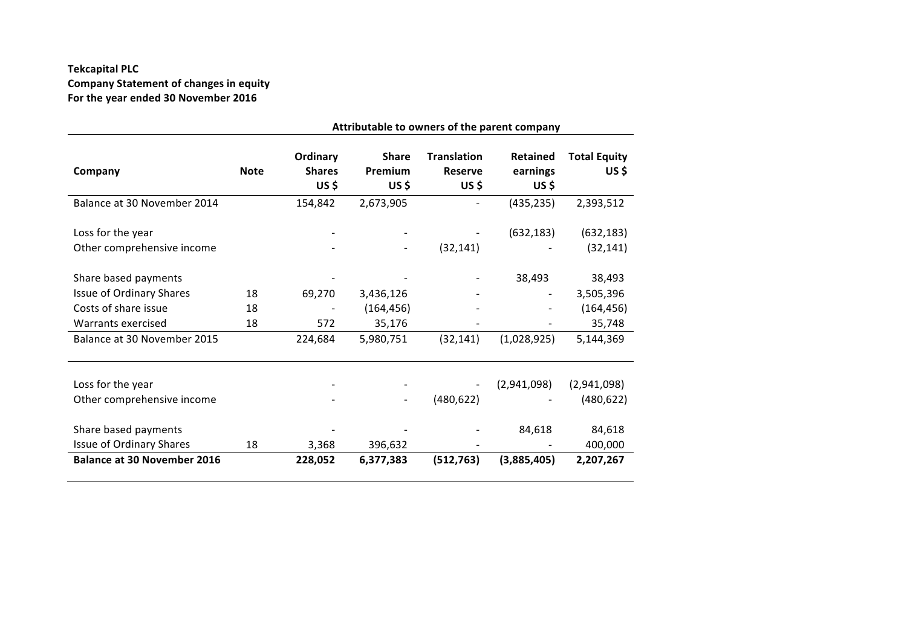**Tekcapital PLC**
**Company Statement of changes in equity**
**For the year ended 30 November 2016**

| | | Attributable to owners of the parent company | | | | |
|---|---|---|---|---|---|---|
| **Company** | **Note** | **Ordinary Shares US $** | **Share Premium US $** | **Translation Reserve US $** | **Retained earnings US $** | **Total Equity US $** |
| Balance at 30 November 2014 | | 154,842 | 2,673,905 | - | (435,235) | 2,393,512 |
| | | | | | | |
| Loss for the year | | - | - | - | (632,183) | (632,183) |
| Other comprehensive income | | - | - | (32,141) | - | (32,141) |
| | | | | | | |
| Share based payments | | - | - | - | 38,493 | 38,493 |
| Issue of Ordinary Shares | 18 | 69,270 | 3,436,126 | - | - | 3,505,396 |
| Costs of share issue | 18 | - | (164,456) | - | - | (164,456) |
| Warrants exercised | 18 | 572 | 35,176 | - | - | 35,748 |
| Balance at 30 November 2015 | | 224,684 | 5,980,751 | (32,141) | (1,028,925) | 5,144,369 |
| | | | | | | |
| Loss for the year | | - | - | - | (2,941,098) | (2,941,098) |
| Other comprehensive income | | - | - | (480,622) | - | (480,622) |
| | | | | | | |
| Share based payments | | - | - | - | 84,618 | 84,618 |
| Issue of Ordinary Shares | 18 | 3,368 | 396,632 | - | - | 400,000 |
| **Balance at 30 November 2016** | | **228,052** | **6,377,383** | **(512,763)** | **(3,885,405)** | **2,207,267** |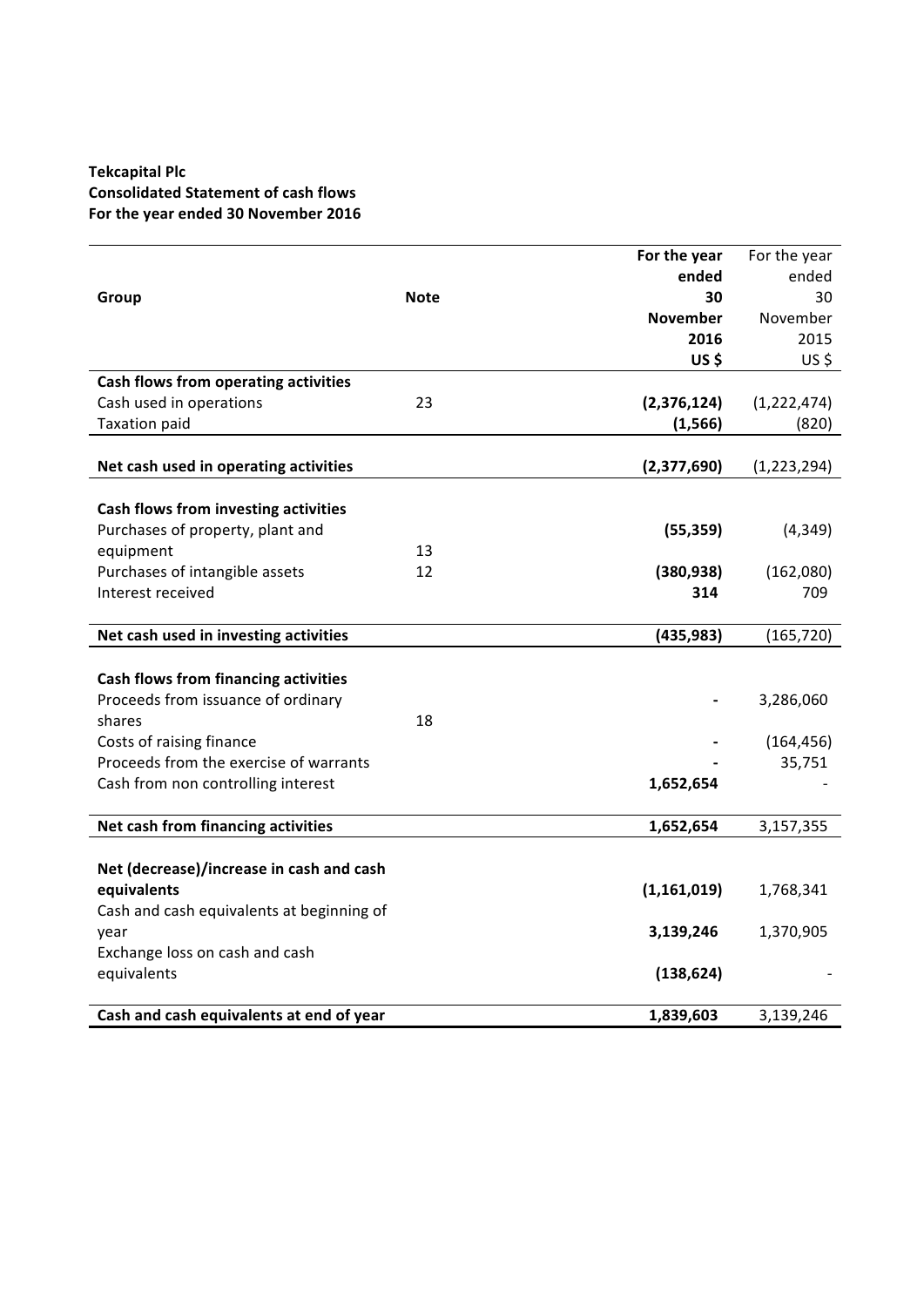**Tekcapital Plc**
**Consolidated Statement of cash flows**
**For the year ended 30 November 2016**

| Group | Note | For the year ended 30 November 2016 US $ | For the year ended 30 November 2015 US $ |
|---|---|---|---|
| **Cash flows from operating activities** | | | |
| Cash used in operations | 23 | **(2,376,124)** | (1,222,474) |
| Taxation paid | | **(1,566)** | (820) |
| **Net cash used in operating activities** | | **(2,377,690)** | (1,223,294) |
| **Cash flows from investing activities** | | | |
| Purchases of property, plant and equipment | 13 | **(55,359)** | (4,349) |
| Purchases of intangible assets | 12 | **(380,938)** | (162,080) |
| Interest received | | **314** | 709 |
| **Net cash used in investing activities** | | **(435,983)** | (165,720) |
| **Cash flows from financing activities** | | | |
| Proceeds from issuance of ordinary shares | 18 | **-** | 3,286,060 |
| Costs of raising finance | | **-** | (164,456) |
| Proceeds from the exercise of warrants | | **-** | 35,751 |
| Cash from non controlling interest | | **1,652,654** | - |
| **Net cash from financing activities** | | **1,652,654** | 3,157,355 |
| **Net (decrease)/increase in cash and cash equivalents** | | **(1,161,019)** | 1,768,341 |
| Cash and cash equivalents at beginning of year | | **3,139,246** | 1,370,905 |
| Exchange loss on cash and cash equivalents | | **(138,624)** | - |
| **Cash and cash equivalents at end of year** | | **1,839,603** | 3,139,246 |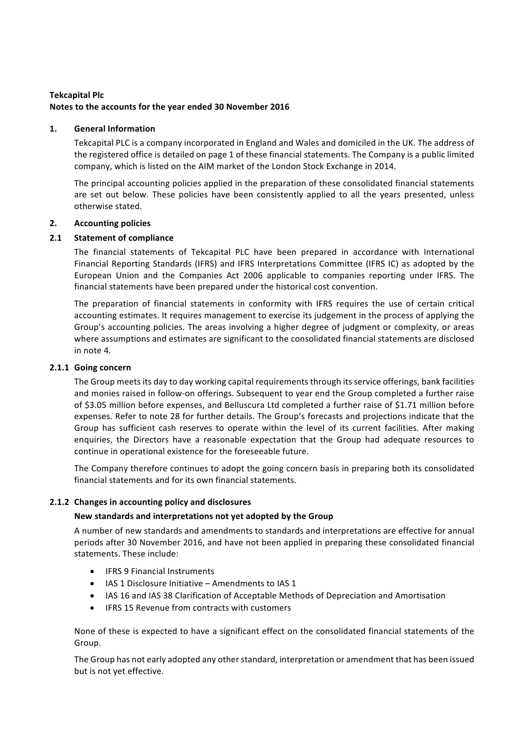**Tekcapital Plc**
**Notes to the accounts for the year ended 30 November 2016**

## 1. General Information

Tekcapital PLC is a company incorporated in England and Wales and domiciled in the UK. The address of the registered office is detailed on page 1 of these financial statements. The Company is a public limited company, which is listed on the AIM market of the London Stock Exchange in 2014.

The principal accounting policies applied in the preparation of these consolidated financial statements are set out below. These policies have been consistently applied to all the years presented, unless otherwise stated.

## 2. Accounting policies

### 2.1 Statement of compliance

The financial statements of Tekcapital PLC have been prepared in accordance with International Financial Reporting Standards (IFRS) and IFRS Interpretations Committee (IFRS IC) as adopted by the European Union and the Companies Act 2006 applicable to companies reporting under IFRS. The financial statements have been prepared under the historical cost convention.

The preparation of financial statements in conformity with IFRS requires the use of certain critical accounting estimates. It requires management to exercise its judgement in the process of applying the Group's accounting policies. The areas involving a higher degree of judgment or complexity, or areas where assumptions and estimates are significant to the consolidated financial statements are disclosed in note 4.

### 2.1.1 Going concern

The Group meets its day to day working capital requirements through its service offerings, bank facilities and monies raised in follow-on offerings. Subsequent to year end the Group completed a further raise of $3.05 million before expenses, and Belluscura Ltd completed a further raise of $1.71 million before expenses. Refer to note 28 for further details. The Group's forecasts and projections indicate that the Group has sufficient cash reserves to operate within the level of its current facilities. After making enquiries, the Directors have a reasonable expectation that the Group had adequate resources to continue in operational existence for the foreseeable future.

The Company therefore continues to adopt the going concern basis in preparing both its consolidated financial statements and for its own financial statements.

### 2.1.2 Changes in accounting policy and disclosures

**New standards and interpretations not yet adopted by the Group**

A number of new standards and amendments to standards and interpretations are effective for annual periods after 30 November 2016, and have not been applied in preparing these consolidated financial statements. These include:

- IFRS 9 Financial Instruments
- IAS 1 Disclosure Initiative – Amendments to IAS 1
- IAS 16 and IAS 38 Clarification of Acceptable Methods of Depreciation and Amortisation
- IFRS 15 Revenue from contracts with customers

None of these is expected to have a significant effect on the consolidated financial statements of the Group.

The Group has not early adopted any other standard, interpretation or amendment that has been issued but is not yet effective.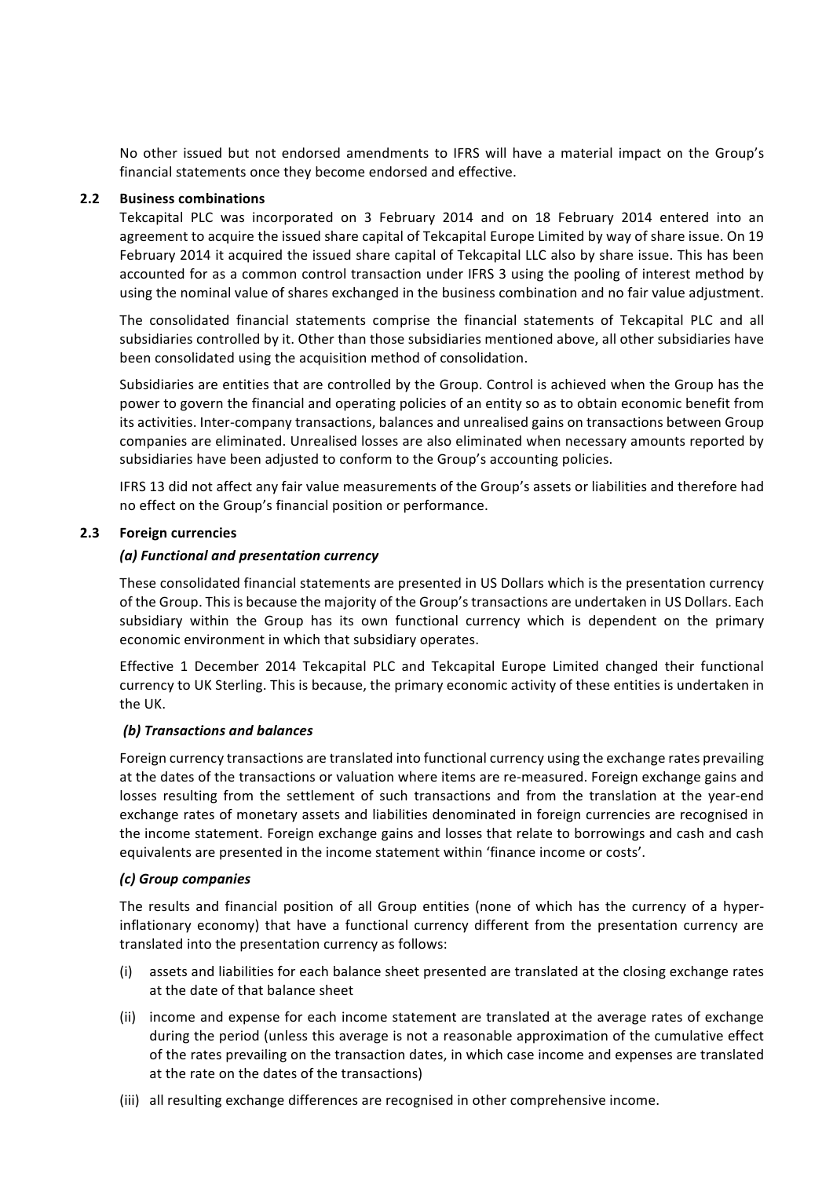No other issued but not endorsed amendments to IFRS will have a material impact on the Group's financial statements once they become endorsed and effective.

## 2.2 Business combinations

Tekcapital PLC was incorporated on 3 February 2014 and on 18 February 2014 entered into an agreement to acquire the issued share capital of Tekcapital Europe Limited by way of share issue. On 19 February 2014 it acquired the issued share capital of Tekcapital LLC also by share issue. This has been accounted for as a common control transaction under IFRS 3 using the pooling of interest method by using the nominal value of shares exchanged in the business combination and no fair value adjustment.

The consolidated financial statements comprise the financial statements of Tekcapital PLC and all subsidiaries controlled by it. Other than those subsidiaries mentioned above, all other subsidiaries have been consolidated using the acquisition method of consolidation.

Subsidiaries are entities that are controlled by the Group. Control is achieved when the Group has the power to govern the financial and operating policies of an entity so as to obtain economic benefit from its activities. Inter-company transactions, balances and unrealised gains on transactions between Group companies are eliminated. Unrealised losses are also eliminated when necessary amounts reported by subsidiaries have been adjusted to conform to the Group's accounting policies.

IFRS 13 did not affect any fair value measurements of the Group's assets or liabilities and therefore had no effect on the Group's financial position or performance.

## 2.3 Foreign currencies

### *(a) Functional and presentation currency*

These consolidated financial statements are presented in US Dollars which is the presentation currency of the Group. This is because the majority of the Group's transactions are undertaken in US Dollars. Each subsidiary within the Group has its own functional currency which is dependent on the primary economic environment in which that subsidiary operates.

Effective 1 December 2014 Tekcapital PLC and Tekcapital Europe Limited changed their functional currency to UK Sterling. This is because, the primary economic activity of these entities is undertaken in the UK.

### *(b) Transactions and balances*

Foreign currency transactions are translated into functional currency using the exchange rates prevailing at the dates of the transactions or valuation where items are re-measured. Foreign exchange gains and losses resulting from the settlement of such transactions and from the translation at the year-end exchange rates of monetary assets and liabilities denominated in foreign currencies are recognised in the income statement. Foreign exchange gains and losses that relate to borrowings and cash and cash equivalents are presented in the income statement within 'finance income or costs'.

### *(c) Group companies*

The results and financial position of all Group entities (none of which has the currency of a hyper-inflationary economy) that have a functional currency different from the presentation currency are translated into the presentation currency as follows:

(i) assets and liabilities for each balance sheet presented are translated at the closing exchange rates at the date of that balance sheet

(ii) income and expense for each income statement are translated at the average rates of exchange during the period (unless this average is not a reasonable approximation of the cumulative effect of the rates prevailing on the transaction dates, in which case income and expenses are translated at the rate on the dates of the transactions)

(iii) all resulting exchange differences are recognised in other comprehensive income.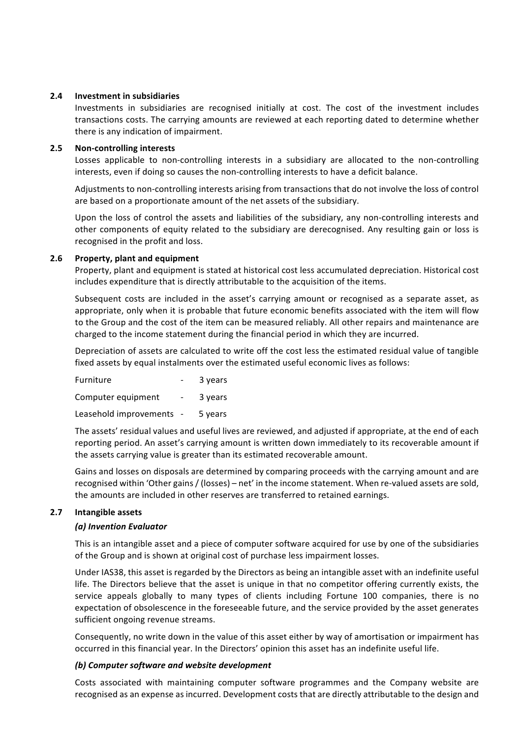### 2.4 Investment in subsidiaries

Investments in subsidiaries are recognised initially at cost. The cost of the investment includes transactions costs. The carrying amounts are reviewed at each reporting dated to determine whether there is any indication of impairment.

### 2.5 Non-controlling interests

Losses applicable to non-controlling interests in a subsidiary are allocated to the non-controlling interests, even if doing so causes the non-controlling interests to have a deficit balance.

Adjustments to non-controlling interests arising from transactions that do not involve the loss of control are based on a proportionate amount of the net assets of the subsidiary.

Upon the loss of control the assets and liabilities of the subsidiary, any non-controlling interests and other components of equity related to the subsidiary are derecognised. Any resulting gain or loss is recognised in the profit and loss.

### 2.6 Property, plant and equipment

Property, plant and equipment is stated at historical cost less accumulated depreciation. Historical cost includes expenditure that is directly attributable to the acquisition of the items.

Subsequent costs are included in the asset's carrying amount or recognised as a separate asset, as appropriate, only when it is probable that future economic benefits associated with the item will flow to the Group and the cost of the item can be measured reliably. All other repairs and maintenance are charged to the income statement during the financial period in which they are incurred.

Depreciation of assets are calculated to write off the cost less the estimated residual value of tangible fixed assets by equal instalments over the estimated useful economic lives as follows:

| | | |
|---|---|---|
| Furniture | - | 3 years |
| Computer equipment | - | 3 years |
| Leasehold improvements | - | 5 years |

The assets' residual values and useful lives are reviewed, and adjusted if appropriate, at the end of each reporting period. An asset's carrying amount is written down immediately to its recoverable amount if the assets carrying value is greater than its estimated recoverable amount.

Gains and losses on disposals are determined by comparing proceeds with the carrying amount and are recognised within 'Other gains / (losses) – net' in the income statement. When re-valued assets are sold, the amounts are included in other reserves are transferred to retained earnings.

### 2.7 Intangible assets

#### *(a) Invention Evaluator*

This is an intangible asset and a piece of computer software acquired for use by one of the subsidiaries of the Group and is shown at original cost of purchase less impairment losses.

Under IAS38, this asset is regarded by the Directors as being an intangible asset with an indefinite useful life. The Directors believe that the asset is unique in that no competitor offering currently exists, the service appeals globally to many types of clients including Fortune 100 companies, there is no expectation of obsolescence in the foreseeable future, and the service provided by the asset generates sufficient ongoing revenue streams.

Consequently, no write down in the value of this asset either by way of amortisation or impairment has occurred in this financial year. In the Directors' opinion this asset has an indefinite useful life.

#### *(b) Computer software and website development*

Costs associated with maintaining computer software programmes and the Company website are recognised as an expense as incurred. Development costs that are directly attributable to the design and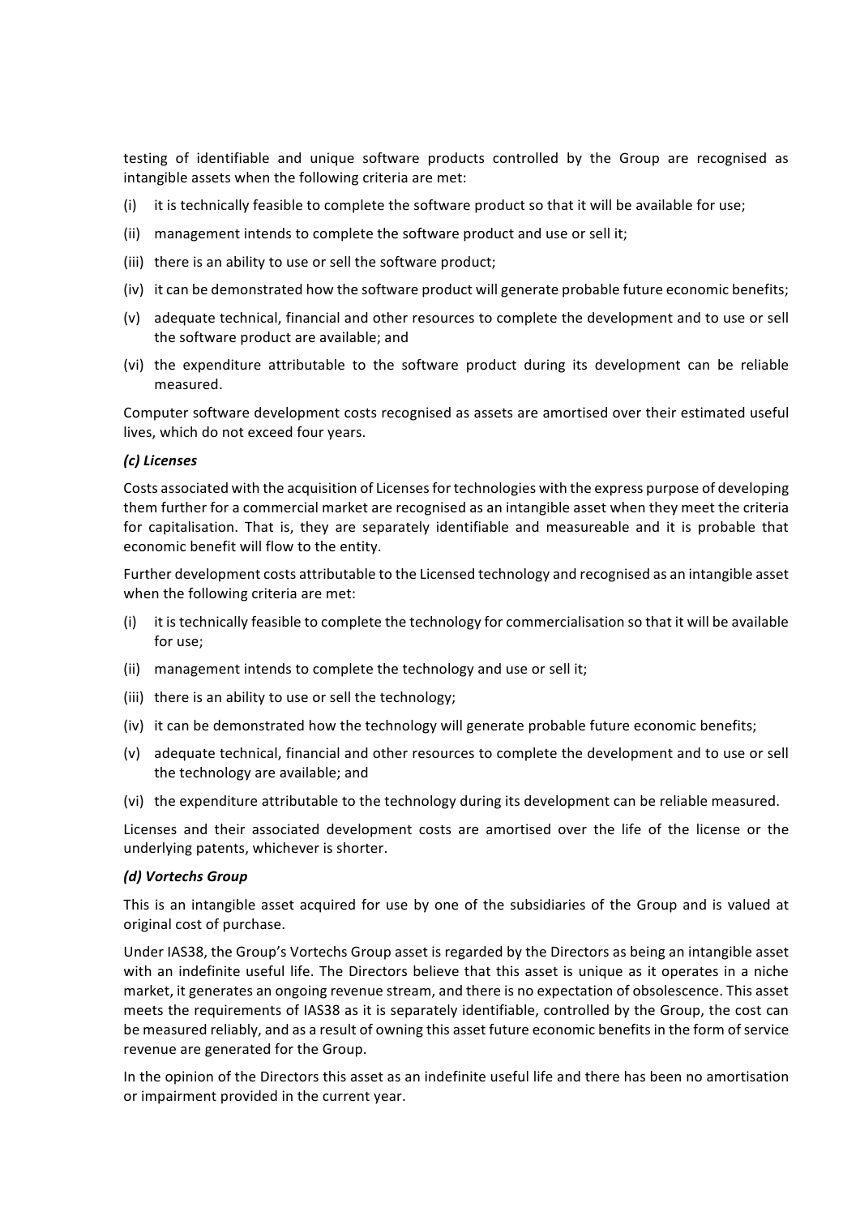testing of identifiable and unique software products controlled by the Group are recognised as intangible assets when the following criteria are met:

(i) it is technically feasible to complete the software product so that it will be available for use;

(ii) management intends to complete the software product and use or sell it;

(iii) there is an ability to use or sell the software product;

(iv) it can be demonstrated how the software product will generate probable future economic benefits;

(v) adequate technical, financial and other resources to complete the development and to use or sell the software product are available; and

(vi) the expenditure attributable to the software product during its development can be reliable measured.

Computer software development costs recognised as assets are amortised over their estimated useful lives, which do not exceed four years.

***(c) Licenses***

Costs associated with the acquisition of Licenses for technologies with the express purpose of developing them further for a commercial market are recognised as an intangible asset when they meet the criteria for capitalisation. That is, they are separately identifiable and measureable and it is probable that economic benefit will flow to the entity.

Further development costs attributable to the Licensed technology and recognised as an intangible asset when the following criteria are met:

(i) it is technically feasible to complete the technology for commercialisation so that it will be available for use;

(ii) management intends to complete the technology and use or sell it;

(iii) there is an ability to use or sell the technology;

(iv) it can be demonstrated how the technology will generate probable future economic benefits;

(v) adequate technical, financial and other resources to complete the development and to use or sell the technology are available; and

(vi) the expenditure attributable to the technology during its development can be reliable measured.

Licenses and their associated development costs are amortised over the life of the license or the underlying patents, whichever is shorter.

***(d) Vortechs Group***

This is an intangible asset acquired for use by one of the subsidiaries of the Group and is valued at original cost of purchase.

Under IAS38, the Group's Vortechs Group asset is regarded by the Directors as being an intangible asset with an indefinite useful life. The Directors believe that this asset is unique as it operates in a niche market, it generates an ongoing revenue stream, and there is no expectation of obsolescence. This asset meets the requirements of IAS38 as it is separately identifiable, controlled by the Group, the cost can be measured reliably, and as a result of owning this asset future economic benefits in the form of service revenue are generated for the Group.

In the opinion of the Directors this asset as an indefinite useful life and there has been no amortisation or impairment provided in the current year.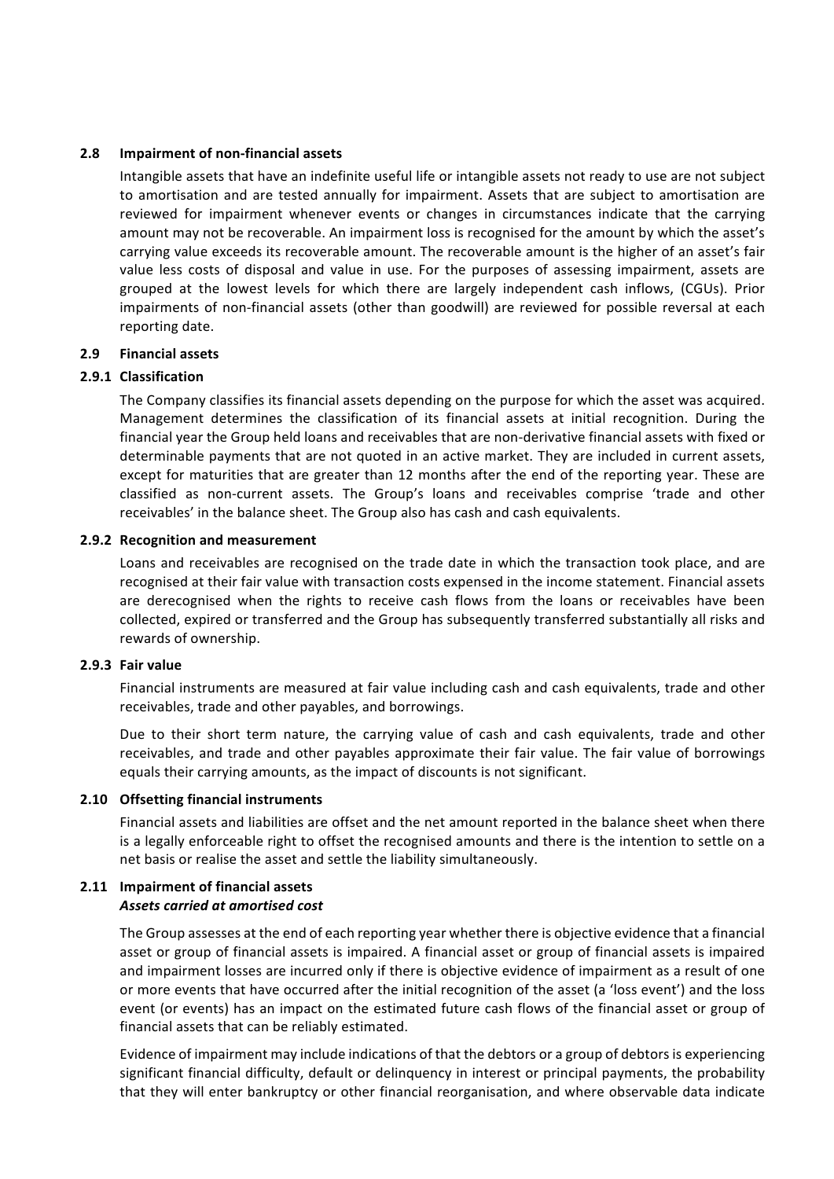### 2.8 Impairment of non-financial assets

Intangible assets that have an indefinite useful life or intangible assets not ready to use are not subject to amortisation and are tested annually for impairment. Assets that are subject to amortisation are reviewed for impairment whenever events or changes in circumstances indicate that the carrying amount may not be recoverable. An impairment loss is recognised for the amount by which the asset's carrying value exceeds its recoverable amount. The recoverable amount is the higher of an asset's fair value less costs of disposal and value in use. For the purposes of assessing impairment, assets are grouped at the lowest levels for which there are largely independent cash inflows, (CGUs). Prior impairments of non-financial assets (other than goodwill) are reviewed for possible reversal at each reporting date.

### 2.9 Financial assets

#### 2.9.1 Classification

The Company classifies its financial assets depending on the purpose for which the asset was acquired. Management determines the classification of its financial assets at initial recognition. During the financial year the Group held loans and receivables that are non-derivative financial assets with fixed or determinable payments that are not quoted in an active market. They are included in current assets, except for maturities that are greater than 12 months after the end of the reporting year. These are classified as non-current assets. The Group's loans and receivables comprise 'trade and other receivables' in the balance sheet. The Group also has cash and cash equivalents.

#### 2.9.2 Recognition and measurement

Loans and receivables are recognised on the trade date in which the transaction took place, and are recognised at their fair value with transaction costs expensed in the income statement. Financial assets are derecognised when the rights to receive cash flows from the loans or receivables have been collected, expired or transferred and the Group has subsequently transferred substantially all risks and rewards of ownership.

#### 2.9.3 Fair value

Financial instruments are measured at fair value including cash and cash equivalents, trade and other receivables, trade and other payables, and borrowings.

Due to their short term nature, the carrying value of cash and cash equivalents, trade and other receivables, and trade and other payables approximate their fair value. The fair value of borrowings equals their carrying amounts, as the impact of discounts is not significant.

### 2.10 Offsetting financial instruments

Financial assets and liabilities are offset and the net amount reported in the balance sheet when there is a legally enforceable right to offset the recognised amounts and there is the intention to settle on a net basis or realise the asset and settle the liability simultaneously.

### 2.11 Impairment of financial assets

***Assets carried at amortised cost***

The Group assesses at the end of each reporting year whether there is objective evidence that a financial asset or group of financial assets is impaired. A financial asset or group of financial assets is impaired and impairment losses are incurred only if there is objective evidence of impairment as a result of one or more events that have occurred after the initial recognition of the asset (a 'loss event') and the loss event (or events) has an impact on the estimated future cash flows of the financial asset or group of financial assets that can be reliably estimated.

Evidence of impairment may include indications of that the debtors or a group of debtors is experiencing significant financial difficulty, default or delinquency in interest or principal payments, the probability that they will enter bankruptcy or other financial reorganisation, and where observable data indicate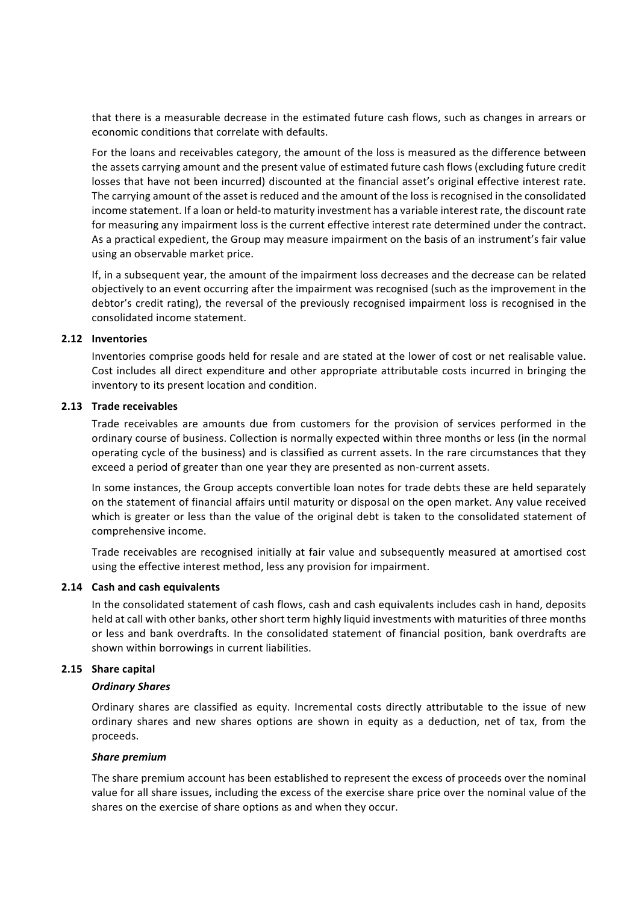that there is a measurable decrease in the estimated future cash flows, such as changes in arrears or economic conditions that correlate with defaults.

For the loans and receivables category, the amount of the loss is measured as the difference between the assets carrying amount and the present value of estimated future cash flows (excluding future credit losses that have not been incurred) discounted at the financial asset's original effective interest rate. The carrying amount of the asset is reduced and the amount of the loss is recognised in the consolidated income statement. If a loan or held-to maturity investment has a variable interest rate, the discount rate for measuring any impairment loss is the current effective interest rate determined under the contract. As a practical expedient, the Group may measure impairment on the basis of an instrument's fair value using an observable market price.

If, in a subsequent year, the amount of the impairment loss decreases and the decrease can be related objectively to an event occurring after the impairment was recognised (such as the improvement in the debtor's credit rating), the reversal of the previously recognised impairment loss is recognised in the consolidated income statement.

### 2.12 Inventories

Inventories comprise goods held for resale and are stated at the lower of cost or net realisable value. Cost includes all direct expenditure and other appropriate attributable costs incurred in bringing the inventory to its present location and condition.

### 2.13 Trade receivables

Trade receivables are amounts due from customers for the provision of services performed in the ordinary course of business. Collection is normally expected within three months or less (in the normal operating cycle of the business) and is classified as current assets. In the rare circumstances that they exceed a period of greater than one year they are presented as non-current assets.

In some instances, the Group accepts convertible loan notes for trade debts these are held separately on the statement of financial affairs until maturity or disposal on the open market. Any value received which is greater or less than the value of the original debt is taken to the consolidated statement of comprehensive income.

Trade receivables are recognised initially at fair value and subsequently measured at amortised cost using the effective interest method, less any provision for impairment.

### 2.14 Cash and cash equivalents

In the consolidated statement of cash flows, cash and cash equivalents includes cash in hand, deposits held at call with other banks, other short term highly liquid investments with maturities of three months or less and bank overdrafts. In the consolidated statement of financial position, bank overdrafts are shown within borrowings in current liabilities.

### 2.15 Share capital

***Ordinary Shares***

Ordinary shares are classified as equity. Incremental costs directly attributable to the issue of new ordinary shares and new shares options are shown in equity as a deduction, net of tax, from the proceeds.

***Share premium***

The share premium account has been established to represent the excess of proceeds over the nominal value for all share issues, including the excess of the exercise share price over the nominal value of the shares on the exercise of share options as and when they occur.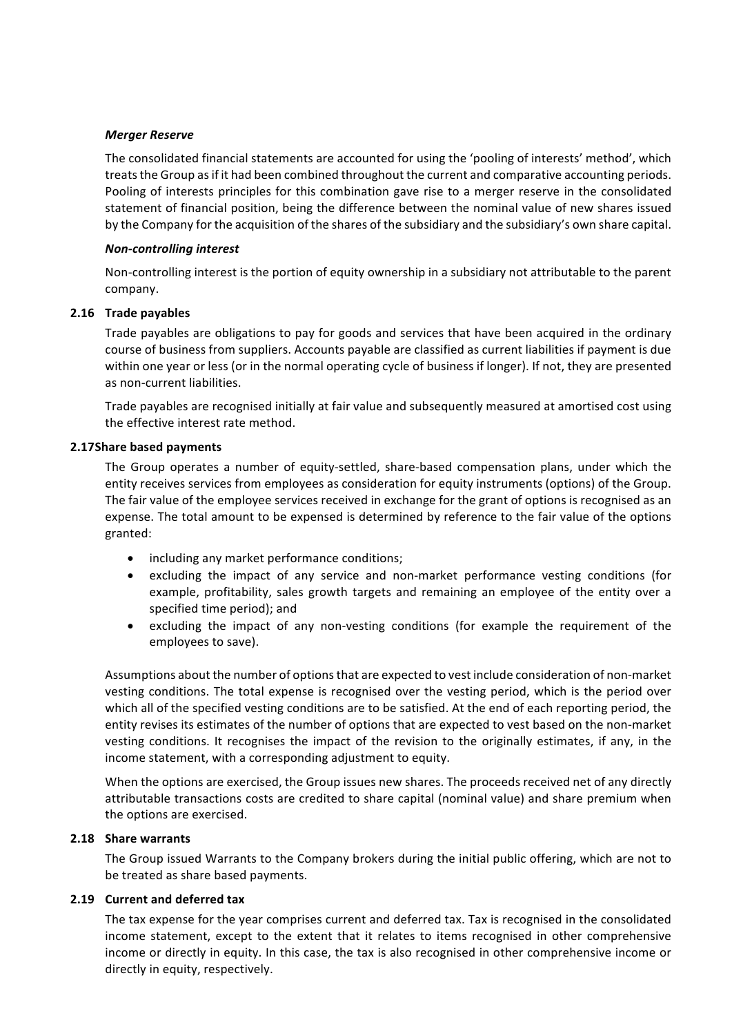***Merger Reserve***

The consolidated financial statements are accounted for using the 'pooling of interests' method', which treats the Group as if it had been combined throughout the current and comparative accounting periods. Pooling of interests principles for this combination gave rise to a merger reserve in the consolidated statement of financial position, being the difference between the nominal value of new shares issued by the Company for the acquisition of the shares of the subsidiary and the subsidiary's own share capital.

***Non-controlling interest***

Non-controlling interest is the portion of equity ownership in a subsidiary not attributable to the parent company.

### 2.16 Trade payables

Trade payables are obligations to pay for goods and services that have been acquired in the ordinary course of business from suppliers. Accounts payable are classified as current liabilities if payment is due within one year or less (or in the normal operating cycle of business if longer). If not, they are presented as non-current liabilities.

Trade payables are recognised initially at fair value and subsequently measured at amortised cost using the effective interest rate method.

### 2.17Share based payments

The Group operates a number of equity-settled, share-based compensation plans, under which the entity receives services from employees as consideration for equity instruments (options) of the Group. The fair value of the employee services received in exchange for the grant of options is recognised as an expense. The total amount to be expensed is determined by reference to the fair value of the options granted:

- including any market performance conditions;
- excluding the impact of any service and non-market performance vesting conditions (for example, profitability, sales growth targets and remaining an employee of the entity over a specified time period); and
- excluding the impact of any non-vesting conditions (for example the requirement of the employees to save).

Assumptions about the number of options that are expected to vest include consideration of non-market vesting conditions. The total expense is recognised over the vesting period, which is the period over which all of the specified vesting conditions are to be satisfied. At the end of each reporting period, the entity revises its estimates of the number of options that are expected to vest based on the non-market vesting conditions. It recognises the impact of the revision to the originally estimates, if any, in the income statement, with a corresponding adjustment to equity.

When the options are exercised, the Group issues new shares. The proceeds received net of any directly attributable transactions costs are credited to share capital (nominal value) and share premium when the options are exercised.

### 2.18 Share warrants

The Group issued Warrants to the Company brokers during the initial public offering, which are not to be treated as share based payments.

### 2.19 Current and deferred tax

The tax expense for the year comprises current and deferred tax. Tax is recognised in the consolidated income statement, except to the extent that it relates to items recognised in other comprehensive income or directly in equity. In this case, the tax is also recognised in other comprehensive income or directly in equity, respectively.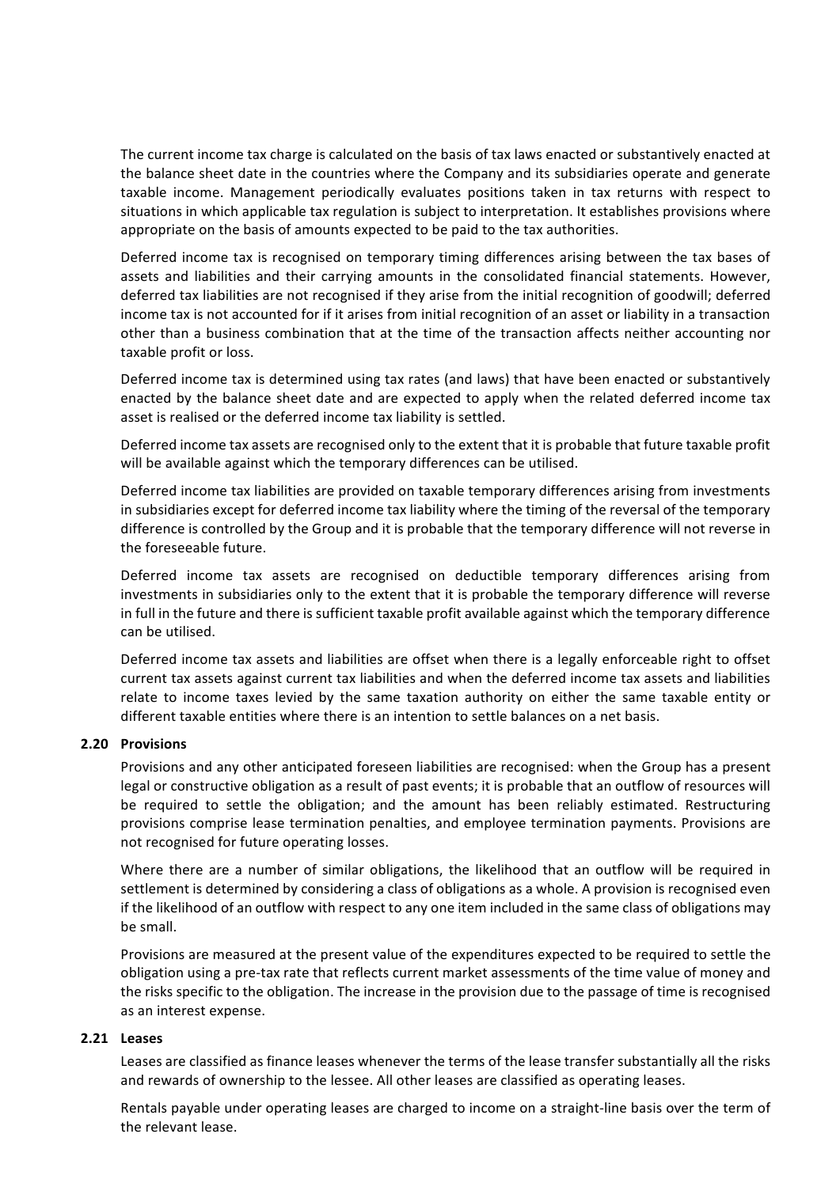The current income tax charge is calculated on the basis of tax laws enacted or substantively enacted at the balance sheet date in the countries where the Company and its subsidiaries operate and generate taxable income. Management periodically evaluates positions taken in tax returns with respect to situations in which applicable tax regulation is subject to interpretation. It establishes provisions where appropriate on the basis of amounts expected to be paid to the tax authorities.

Deferred income tax is recognised on temporary timing differences arising between the tax bases of assets and liabilities and their carrying amounts in the consolidated financial statements. However, deferred tax liabilities are not recognised if they arise from the initial recognition of goodwill; deferred income tax is not accounted for if it arises from initial recognition of an asset or liability in a transaction other than a business combination that at the time of the transaction affects neither accounting nor taxable profit or loss.

Deferred income tax is determined using tax rates (and laws) that have been enacted or substantively enacted by the balance sheet date and are expected to apply when the related deferred income tax asset is realised or the deferred income tax liability is settled.

Deferred income tax assets are recognised only to the extent that it is probable that future taxable profit will be available against which the temporary differences can be utilised.

Deferred income tax liabilities are provided on taxable temporary differences arising from investments in subsidiaries except for deferred income tax liability where the timing of the reversal of the temporary difference is controlled by the Group and it is probable that the temporary difference will not reverse in the foreseeable future.

Deferred income tax assets are recognised on deductible temporary differences arising from investments in subsidiaries only to the extent that it is probable the temporary difference will reverse in full in the future and there is sufficient taxable profit available against which the temporary difference can be utilised.

Deferred income tax assets and liabilities are offset when there is a legally enforceable right to offset current tax assets against current tax liabilities and when the deferred income tax assets and liabilities relate to income taxes levied by the same taxation authority on either the same taxable entity or different taxable entities where there is an intention to settle balances on a net basis.

### 2.20 Provisions

Provisions and any other anticipated foreseen liabilities are recognised: when the Group has a present legal or constructive obligation as a result of past events; it is probable that an outflow of resources will be required to settle the obligation; and the amount has been reliably estimated. Restructuring provisions comprise lease termination penalties, and employee termination payments. Provisions are not recognised for future operating losses.

Where there are a number of similar obligations, the likelihood that an outflow will be required in settlement is determined by considering a class of obligations as a whole. A provision is recognised even if the likelihood of an outflow with respect to any one item included in the same class of obligations may be small.

Provisions are measured at the present value of the expenditures expected to be required to settle the obligation using a pre-tax rate that reflects current market assessments of the time value of money and the risks specific to the obligation. The increase in the provision due to the passage of time is recognised as an interest expense.

### 2.21 Leases

Leases are classified as finance leases whenever the terms of the lease transfer substantially all the risks and rewards of ownership to the lessee. All other leases are classified as operating leases.

Rentals payable under operating leases are charged to income on a straight-line basis over the term of the relevant lease.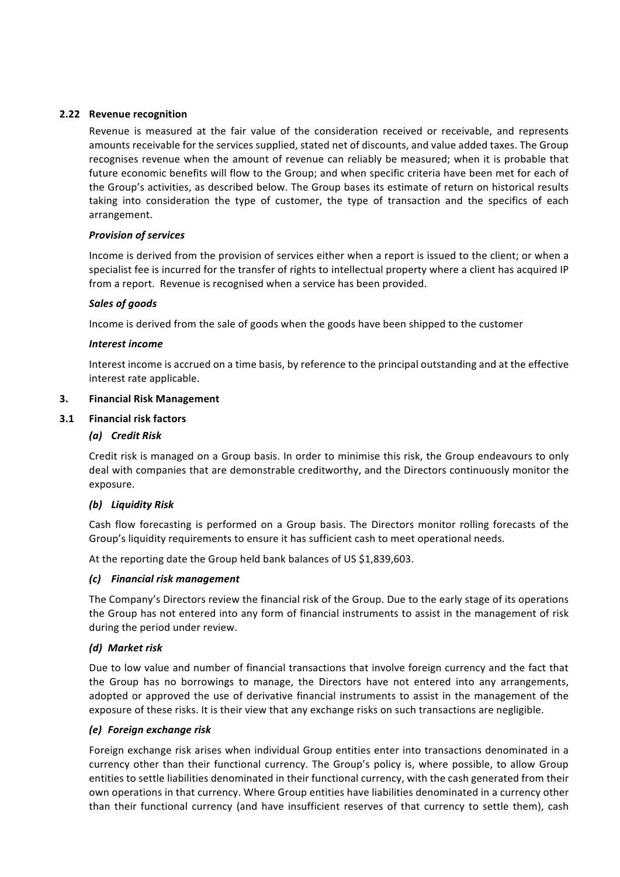### 2.22 Revenue recognition

Revenue is measured at the fair value of the consideration received or receivable, and represents amounts receivable for the services supplied, stated net of discounts, and value added taxes. The Group recognises revenue when the amount of revenue can reliably be measured; when it is probable that future economic benefits will flow to the Group; and when specific criteria have been met for each of the Group's activities, as described below. The Group bases its estimate of return on historical results taking into consideration the type of customer, the type of transaction and the specifics of each arrangement.

***Provision of services***

Income is derived from the provision of services either when a report is issued to the client; or when a specialist fee is incurred for the transfer of rights to intellectual property where a client has acquired IP from a report. Revenue is recognised when a service has been provided.

***Sales of goods***

Income is derived from the sale of goods when the goods have been shipped to the customer

***Interest income***

Interest income is accrued on a time basis, by reference to the principal outstanding and at the effective interest rate applicable.

## 3. Financial Risk Management

### 3.1 Financial risk factors

***(a) Credit Risk***

Credit risk is managed on a Group basis. In order to minimise this risk, the Group endeavours to only deal with companies that are demonstrable creditworthy, and the Directors continuously monitor the exposure.

***(b) Liquidity Risk***

Cash flow forecasting is performed on a Group basis. The Directors monitor rolling forecasts of the Group's liquidity requirements to ensure it has sufficient cash to meet operational needs.

At the reporting date the Group held bank balances of US $1,839,603.

***(c) Financial risk management***

The Company's Directors review the financial risk of the Group. Due to the early stage of its operations the Group has not entered into any form of financial instruments to assist in the management of risk during the period under review.

***(d) Market risk***

Due to low value and number of financial transactions that involve foreign currency and the fact that the Group has no borrowings to manage, the Directors have not entered into any arrangements, adopted or approved the use of derivative financial instruments to assist in the management of the exposure of these risks. It is their view that any exchange risks on such transactions are negligible.

***(e) Foreign exchange risk***

Foreign exchange risk arises when individual Group entities enter into transactions denominated in a currency other than their functional currency. The Group's policy is, where possible, to allow Group entities to settle liabilities denominated in their functional currency, with the cash generated from their own operations in that currency. Where Group entities have liabilities denominated in a currency other than their functional currency (and have insufficient reserves of that currency to settle them), cash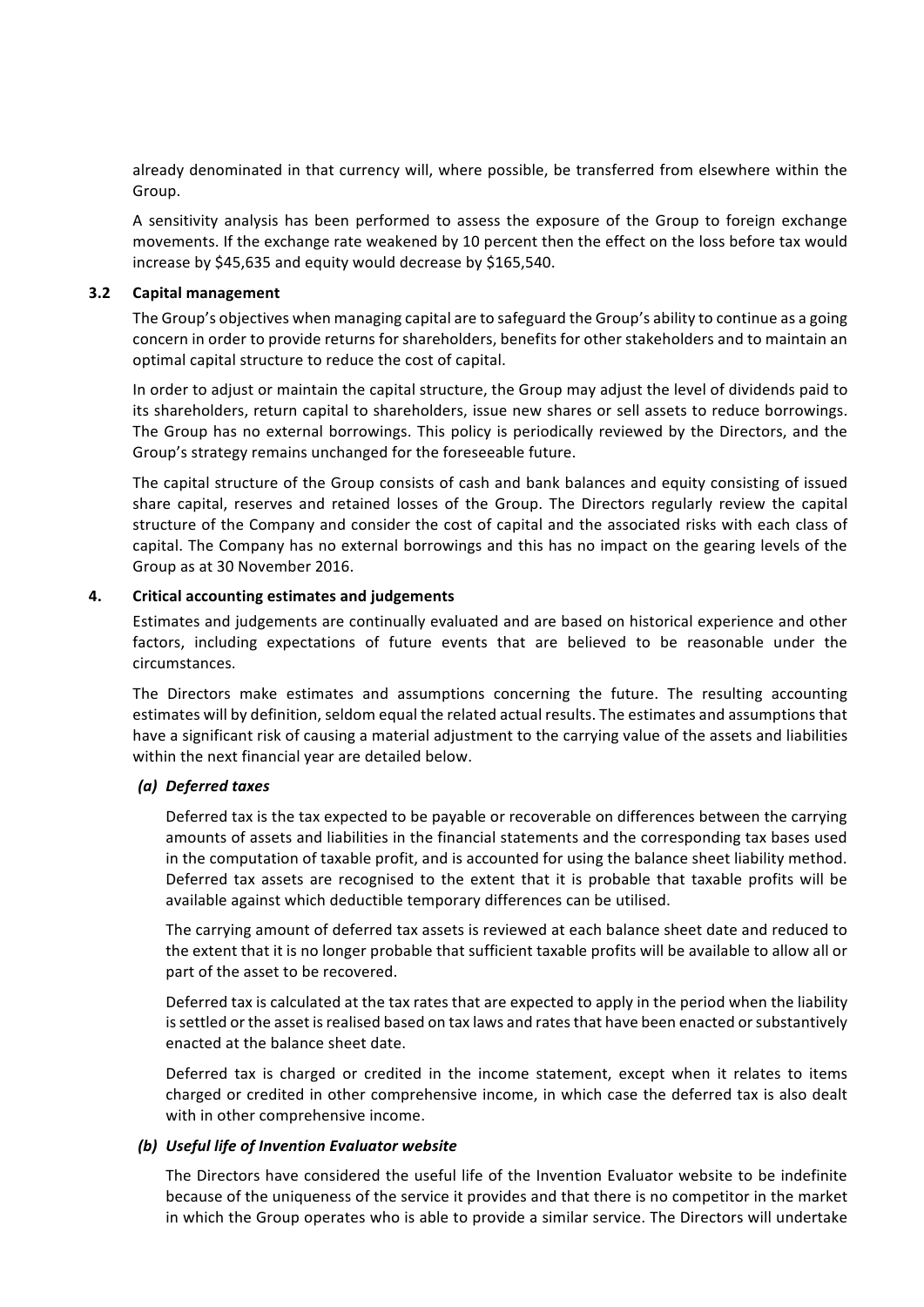already denominated in that currency will, where possible, be transferred from elsewhere within the Group.

A sensitivity analysis has been performed to assess the exposure of the Group to foreign exchange movements. If the exchange rate weakened by 10 percent then the effect on the loss before tax would increase by $45,635 and equity would decrease by $165,540.

### 3.2 Capital management

The Group's objectives when managing capital are to safeguard the Group's ability to continue as a going concern in order to provide returns for shareholders, benefits for other stakeholders and to maintain an optimal capital structure to reduce the cost of capital.

In order to adjust or maintain the capital structure, the Group may adjust the level of dividends paid to its shareholders, return capital to shareholders, issue new shares or sell assets to reduce borrowings. The Group has no external borrowings. This policy is periodically reviewed by the Directors, and the Group's strategy remains unchanged for the foreseeable future.

The capital structure of the Group consists of cash and bank balances and equity consisting of issued share capital, reserves and retained losses of the Group. The Directors regularly review the capital structure of the Company and consider the cost of capital and the associated risks with each class of capital. The Company has no external borrowings and this has no impact on the gearing levels of the Group as at 30 November 2016.

## 4. Critical accounting estimates and judgements

Estimates and judgements are continually evaluated and are based on historical experience and other factors, including expectations of future events that are believed to be reasonable under the circumstances.

The Directors make estimates and assumptions concerning the future. The resulting accounting estimates will by definition, seldom equal the related actual results. The estimates and assumptions that have a significant risk of causing a material adjustment to the carrying value of the assets and liabilities within the next financial year are detailed below.

***(a) Deferred taxes***

Deferred tax is the tax expected to be payable or recoverable on differences between the carrying amounts of assets and liabilities in the financial statements and the corresponding tax bases used in the computation of taxable profit, and is accounted for using the balance sheet liability method. Deferred tax assets are recognised to the extent that it is probable that taxable profits will be available against which deductible temporary differences can be utilised.

The carrying amount of deferred tax assets is reviewed at each balance sheet date and reduced to the extent that it is no longer probable that sufficient taxable profits will be available to allow all or part of the asset to be recovered.

Deferred tax is calculated at the tax rates that are expected to apply in the period when the liability is settled or the asset is realised based on tax laws and rates that have been enacted or substantively enacted at the balance sheet date.

Deferred tax is charged or credited in the income statement, except when it relates to items charged or credited in other comprehensive income, in which case the deferred tax is also dealt with in other comprehensive income.

***(b) Useful life of Invention Evaluator website***

The Directors have considered the useful life of the Invention Evaluator website to be indefinite because of the uniqueness of the service it provides and that there is no competitor in the market in which the Group operates who is able to provide a similar service. The Directors will undertake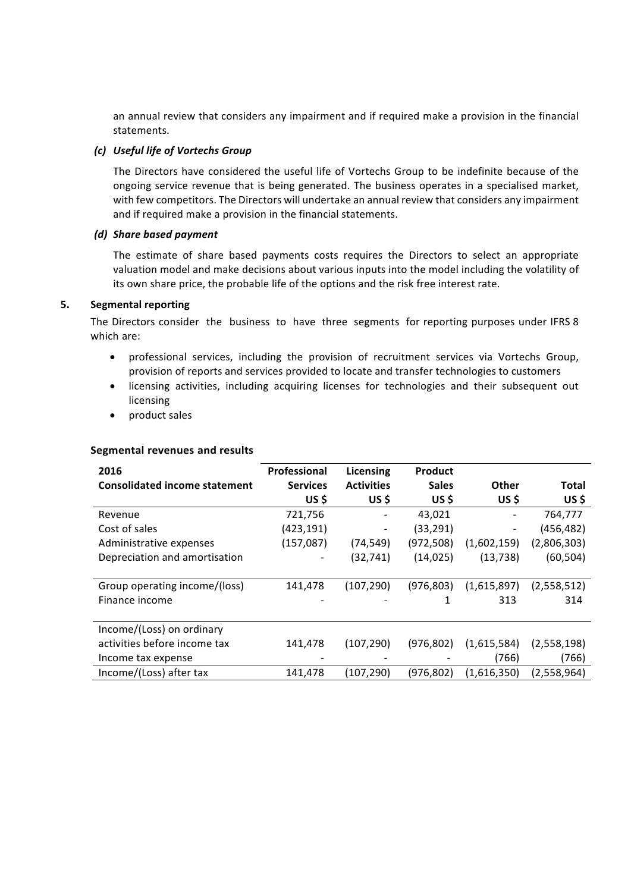an annual review that considers any impairment and if required make a provision in the financial statements.

*(c) Useful life of Vortechs Group*

The Directors have considered the useful life of Vortechs Group to be indefinite because of the ongoing service revenue that is being generated. The business operates in a specialised market, with few competitors. The Directors will undertake an annual review that considers any impairment and if required make a provision in the financial statements.

*(d) Share based payment*

The estimate of share based payments costs requires the Directors to select an appropriate valuation model and make decisions about various inputs into the model including the volatility of its own share price, the probable life of the options and the risk free interest rate.

## 5. Segmental reporting

The Directors consider the business to have three segments for reporting purposes under IFRS 8 which are:

- professional services, including the provision of recruitment services via Vortechs Group, provision of reports and services provided to locate and transfer technologies to customers
- licensing activities, including acquiring licenses for technologies and their subsequent out licensing
- product sales

**Segmental revenues and results**

| 2016<br>Consolidated income statement | Professional Services<br>US $ | Licensing Activities<br>US $ | Product Sales<br>US $ | Other<br>US $ | Total<br>US $ |
|---|---|---|---|---|---|
| Revenue | 721,756 | - | 43,021 | - | 764,777 |
| Cost of sales | (423,191) | - | (33,291) | - | (456,482) |
| Administrative expenses | (157,087) | (74,549) | (972,508) | (1,602,159) | (2,806,303) |
| Depreciation and amortisation | - | (32,741) | (14,025) | (13,738) | (60,504) |
| Group operating income/(loss) | 141,478 | (107,290) | (976,803) | (1,615,897) | (2,558,512) |
| Finance income | - | - | 1 | 313 | 314 |
| Income/(Loss) on ordinary activities before income tax | 141,478 | (107,290) | (976,802) | (1,615,584) | (2,558,198) |
| Income tax expense | - | - | - | (766) | (766) |
| Income/(Loss) after tax | 141,478 | (107,290) | (976,802) | (1,616,350) | (2,558,964) |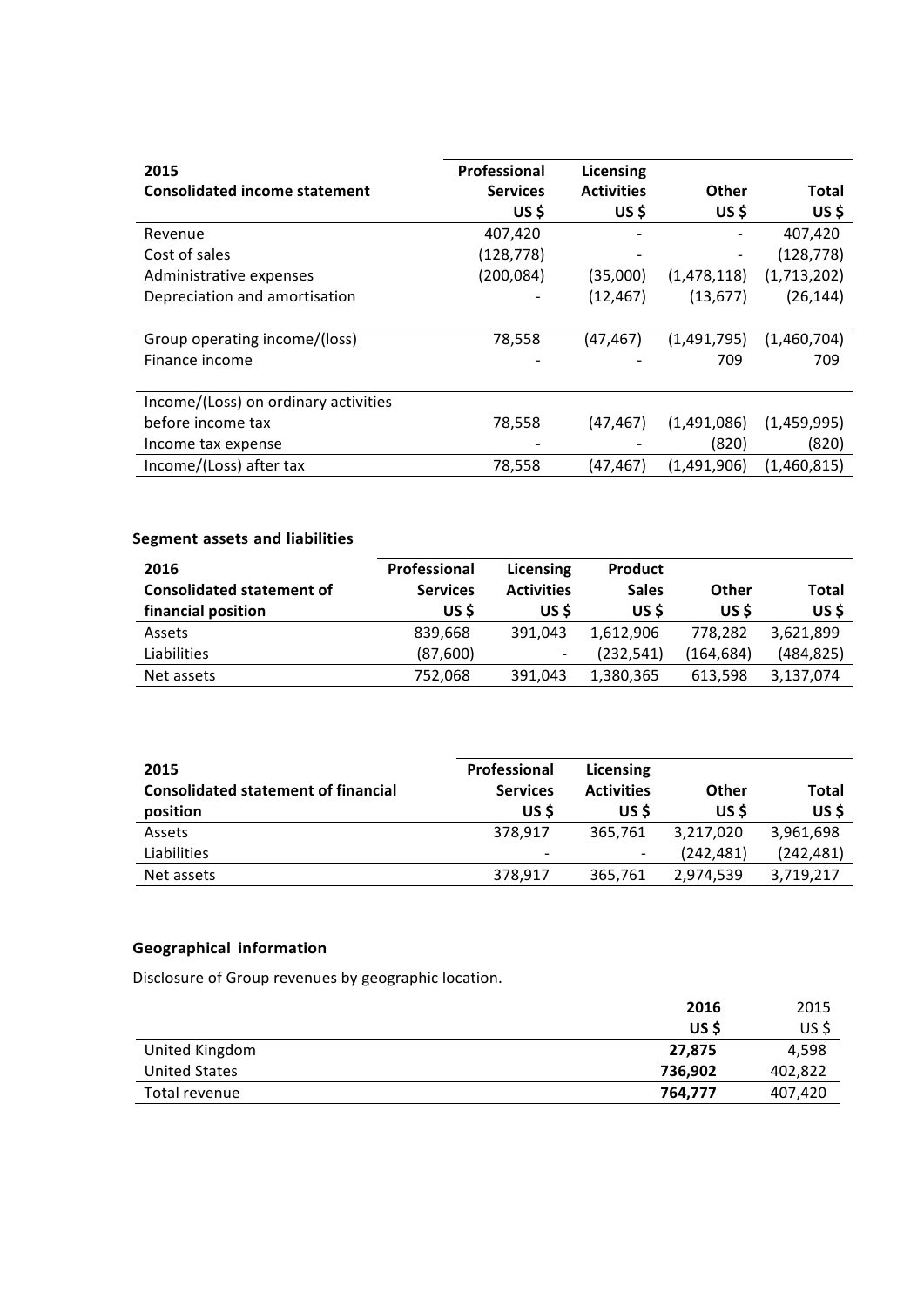| 2015<br>Consolidated income statement | Professional Services<br>US $ | Licensing Activities<br>US $ | Other<br>US $ | Total<br>US $ |
|---|---|---|---|---|
| Revenue | 407,420 | - | - | 407,420 |
| Cost of sales | (128,778) | - | - | (128,778) |
| Administrative expenses | (200,084) | (35,000) | (1,478,118) | (1,713,202) |
| Depreciation and amortisation | - | (12,467) | (13,677) | (26,144) |
| Group operating income/(loss) | 78,558 | (47,467) | (1,491,795) | (1,460,704) |
| Finance income | - | - | 709 | 709 |
| Income/(Loss) on ordinary activities before income tax | 78,558 | (47,467) | (1,491,086) | (1,459,995) |
| Income tax expense | - | - | (820) | (820) |
| Income/(Loss) after tax | 78,558 | (47,467) | (1,491,906) | (1,460,815) |

**Segment assets and liabilities**

| 2016<br>Consolidated statement of financial position | Professional Services<br>US $ | Licensing Activities<br>US $ | Product Sales<br>US $ | Other<br>US $ | Total<br>US $ |
|---|---|---|---|---|---|
| Assets | 839,668 | 391,043 | 1,612,906 | 778,282 | 3,621,899 |
| Liabilities | (87,600) | - | (232,541) | (164,684) | (484,825) |
| Net assets | 752,068 | 391,043 | 1,380,365 | 613,598 | 3,137,074 |

| 2015<br>Consolidated statement of financial position | Professional Services<br>US $ | Licensing Activities<br>US $ | Other<br>US $ | Total<br>US $ |
|---|---|---|---|---|
| Assets | 378,917 | 365,761 | 3,217,020 | 3,961,698 |
| Liabilities | - | - | (242,481) | (242,481) |
| Net assets | 378,917 | 365,761 | 2,974,539 | 3,719,217 |

**Geographical information**

Disclosure of Group revenues by geographic location.

| | **2016**<br>**US $** | 2015<br>US $ |
|---|---|---|
| United Kingdom | **27,875** | 4,598 |
| United States | **736,902** | 402,822 |
| Total revenue | **764,777** | 407,420 |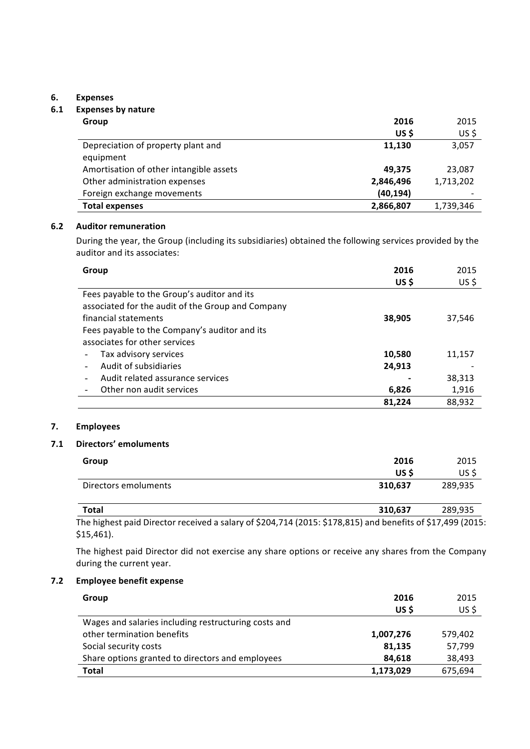## 6. Expenses

### 6.1 Expenses by nature

| Group | 2016<br>US $ | 2015<br>US $ |
|---|---|---|
| Depreciation of property plant and equipment | **11,130** | 3,057 |
| Amortisation of other intangible assets | **49,375** | 23,087 |
| Other administration expenses | **2,846,496** | 1,713,202 |
| Foreign exchange movements | **(40,194)** | - |
| **Total expenses** | **2,866,807** | 1,739,346 |

### 6.2 Auditor remuneration

During the year, the Group (including its subsidiaries) obtained the following services provided by the auditor and its associates:

| Group | 2016<br>US $ | 2015<br>US $ |
|---|---|---|
| Fees payable to the Group's auditor and its associated for the audit of the Group and Company financial statements | **38,905** | 37,546 |
| Fees payable to the Company's auditor and its associates for other services | | |
| - Tax advisory services | **10,580** | 11,157 |
| - Audit of subsidiaries | **24,913** | - |
| - Audit related assurance services | **-** | 38,313 |
| - Other non audit services | **6,826** | 1,916 |
| | **81,224** | 88,932 |

## 7. Employees

### 7.1 Directors' emoluments

| Group | 2016<br>US $ | 2015<br>US $ |
|---|---|---|
| Directors emoluments | **310,637** | 289,935 |
| **Total** | **310,637** | 289,935 |

The highest paid Director received a salary of $204,714 (2015: $178,815) and benefits of $17,499 (2015: $15,461).

The highest paid Director did not exercise any share options or receive any shares from the Company during the current year.

### 7.2 Employee benefit expense

| Group | 2016<br>US $ | 2015<br>US $ |
|---|---|---|
| Wages and salaries including restructuring costs and other termination benefits | **1,007,276** | 579,402 |
| Social security costs | **81,135** | 57,799 |
| Share options granted to directors and employees | **84,618** | 38,493 |
| **Total** | **1,173,029** | 675,694 |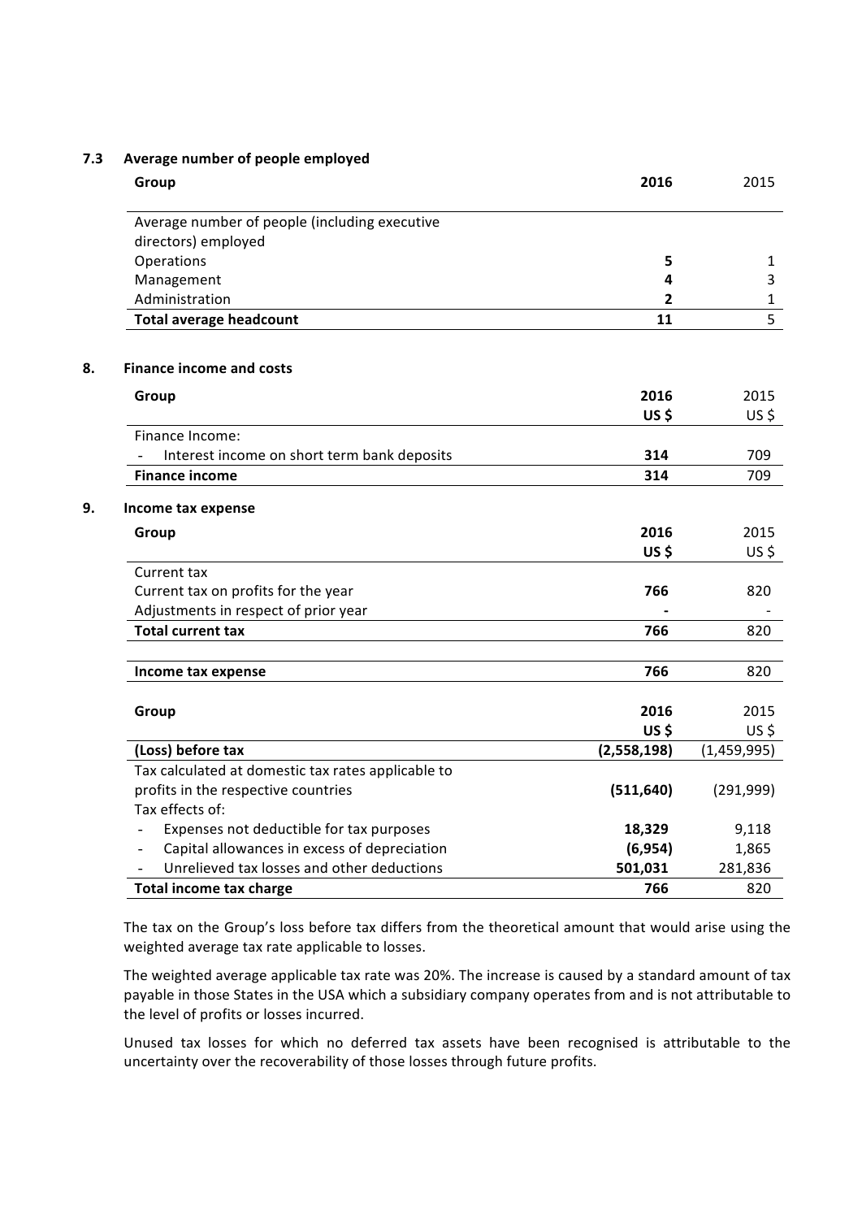### 7.3 Average number of people employed

| Group | 2016 | 2015 |
|---|---|---|
| Average number of people (including executive directors) employed | | |
| Operations | **5** | 1 |
| Management | **4** | 3 |
| Administration | **2** | 1 |
| **Total average headcount** | **11** | 5 |

## 8. Finance income and costs

| Group | 2016<br>US $ | 2015<br>US $ |
|---|---|---|
| Finance Income: | | |
| - Interest income on short term bank deposits | **314** | 709 |
| **Finance income** | **314** | 709 |

## 9. Income tax expense

| Group | 2016<br>US $ | 2015<br>US $ |
|---|---|---|
| Current tax | | |
| Current tax on profits for the year | **766** | 820 |
| Adjustments in respect of prior year | **-** | - |
| **Total current tax** | **766** | 820 |
| | | |
| **Income tax expense** | **766** | 820 |

| Group | 2016<br>US $ | 2015<br>US $ |
|---|---|---|
| **(Loss) before tax** | **(2,558,198)** | (1,459,995) |
| Tax calculated at domestic tax rates applicable to profits in the respective countries | **(511,640)** | (291,999) |
| Tax effects of: | | |
| - Expenses not deductible for tax purposes | **18,329** | 9,118 |
| - Capital allowances in excess of depreciation | **(6,954)** | 1,865 |
| - Unrelieved tax losses and other deductions | **501,031** | 281,836 |
| **Total income tax charge** | **766** | 820 |

The tax on the Group's loss before tax differs from the theoretical amount that would arise using the weighted average tax rate applicable to losses.

The weighted average applicable tax rate was 20%. The increase is caused by a standard amount of tax payable in those States in the USA which a subsidiary company operates from and is not attributable to the level of profits or losses incurred.

Unused tax losses for which no deferred tax assets have been recognised is attributable to the uncertainty over the recoverability of those losses through future profits.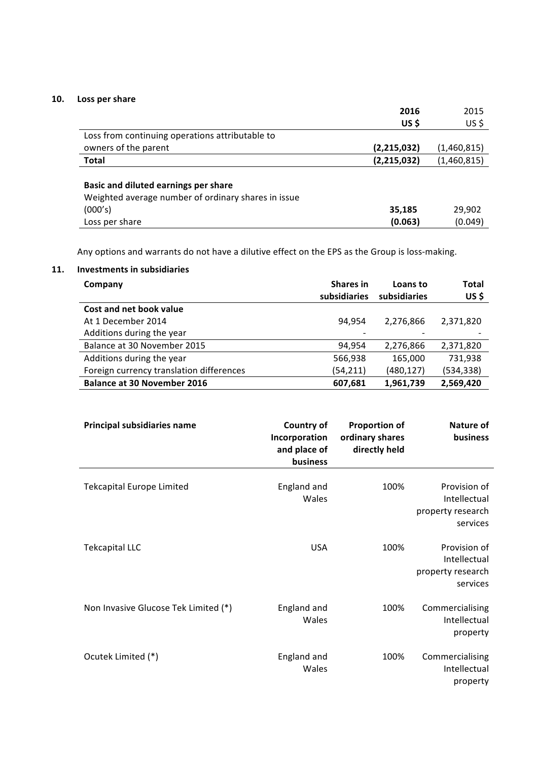## 10. Loss per share

| | 2016<br>US $ | 2015<br>US $ |
|---|---|---|
| Loss from continuing operations attributable to owners of the parent | **(2,215,032)** | (1,460,815) |
| **Total** | **(2,215,032)** | (1,460,815) |
| | | |
| **Basic and diluted earnings per share** | | |
| Weighted average number of ordinary shares in issue (000's) | **35,185** | 29,902 |
| Loss per share | **(0.063)** | (0.049) |

Any options and warrants do not have a dilutive effect on the EPS as the Group is loss-making.

## 11. Investments in subsidiaries

| Company | Shares in subsidiaries | Loans to subsidiaries | Total US $ |
|---|---|---|---|
| **Cost and net book value** | | | |
| At 1 December 2014 | 94,954 | 2,276,866 | 2,371,820 |
| Additions during the year | - | - | - |
| Balance at 30 November 2015 | 94,954 | 2,276,866 | 2,371,820 |
| Additions during the year | 566,938 | 165,000 | 731,938 |
| Foreign currency translation differences | (54,211) | (480,127) | (534,338) |
| **Balance at 30 November 2016** | **607,681** | **1,961,739** | **2,569,420** |

| Principal subsidiaries name | Country of Incorporation and place of business | Proportion of ordinary shares directly held | Nature of business |
|---|---|---|---|
| Tekcapital Europe Limited | England and Wales | 100% | Provision of Intellectual property research services |
| Tekcapital LLC | USA | 100% | Provision of Intellectual property research services |
| Non Invasive Glucose Tek Limited (*) | England and Wales | 100% | Commercialising Intellectual property |
| Ocutek Limited (*) | England and Wales | 100% | Commercialising Intellectual property |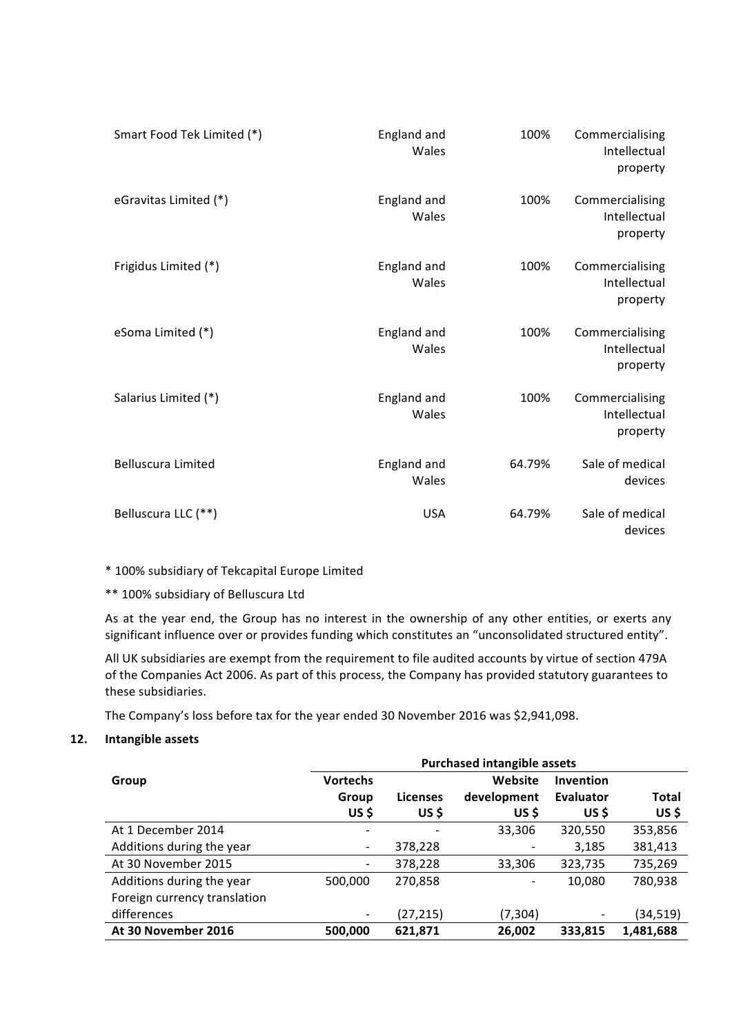| | | | |
|---|---|---|---|
| Smart Food Tek Limited (*) | England and Wales | 100% | Commercialising Intellectual property |
| eGravitas Limited (*) | England and Wales | 100% | Commercialising Intellectual property |
| Frigidus Limited (*) | England and Wales | 100% | Commercialising Intellectual property |
| eSoma Limited (*) | England and Wales | 100% | Commercialising Intellectual property |
| Salarius Limited (*) | England and Wales | 100% | Commercialising Intellectual property |
| Belluscura Limited | England and Wales | 64.79% | Sale of medical devices |
| Belluscura LLC (**) | USA | 64.79% | Sale of medical devices |

\* 100% subsidiary of Tekcapital Europe Limited

** 100% subsidiary of Belluscura Ltd

As at the year end, the Group has no interest in the ownership of any other entities, or exerts any significant influence over or provides funding which constitutes an "unconsolidated structured entity".

All UK subsidiaries are exempt from the requirement to file audited accounts by virtue of section 479A of the Companies Act 2006. As part of this process, the Company has provided statutory guarantees to these subsidiaries.

The Company's loss before tax for the year ended 30 November 2016 was $2,941,098.

## 12. Intangible assets

| | Purchased intangible assets | | | | |
|---|---|---|---|---|---|
| **Group** | **Vortechs Group US $** | **Licenses US $** | **Website development US $** | **Invention Evaluator US $** | **Total US $** |
| At 1 December 2014 | - | - | 33,306 | 320,550 | 353,856 |
| Additions during the year | - | 378,228 | - | 3,185 | 381,413 |
| At 30 November 2015 | - | 378,228 | 33,306 | 323,735 | 735,269 |
| Additions during the year | 500,000 | 270,858 | - | 10,080 | 780,938 |
| Foreign currency translation differences | - | (27,215) | (7,304) | - | (34,519) |
| **At 30 November 2016** | **500,000** | **621,871** | **26,002** | **333,815** | **1,481,688** |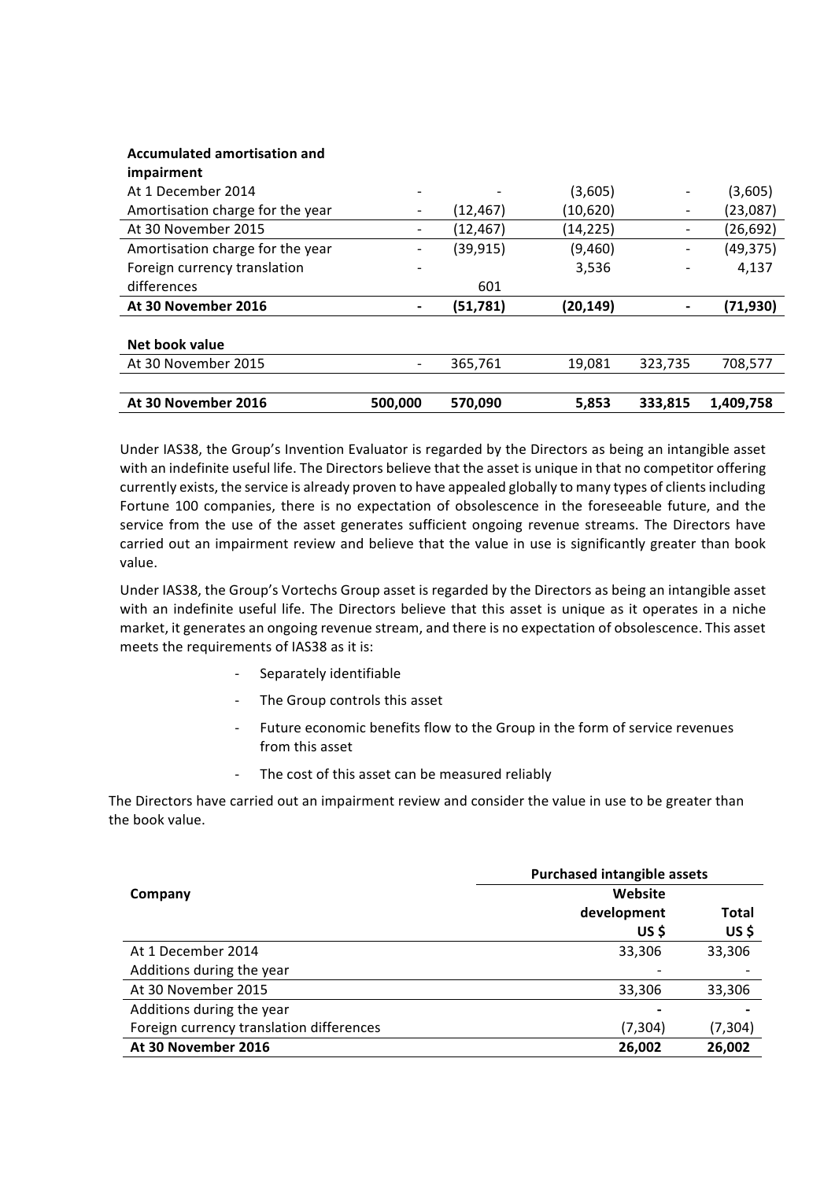| | | | | | |
|---|---|---|---|---|---|
| **Accumulated amortisation and impairment** | | | | | |
| At 1 December 2014 | - | - | (3,605) | - | (3,605) |
| Amortisation charge for the year | - | (12,467) | (10,620) | - | (23,087) |
| At 30 November 2015 | - | (12,467) | (14,225) | - | (26,692) |
| Amortisation charge for the year | - | (39,915) | (9,460) | - | (49,375) |
| Foreign currency translation differences | - | 601 | 3,536 | - | 4,137 |
| **At 30 November 2016** | **-** | **(51,781)** | **(20,149)** | **-** | **(71,930)** |
| | | | | | |
| **Net book value** | | | | | |
| At 30 November 2015 | - | 365,761 | 19,081 | 323,735 | 708,577 |
| | | | | | |
| **At 30 November 2016** | **500,000** | **570,090** | **5,853** | **333,815** | **1,409,758** |

Under IAS38, the Group's Invention Evaluator is regarded by the Directors as being an intangible asset with an indefinite useful life. The Directors believe that the asset is unique in that no competitor offering currently exists, the service is already proven to have appealed globally to many types of clients including Fortune 100 companies, there is no expectation of obsolescence in the foreseeable future, and the service from the use of the asset generates sufficient ongoing revenue streams. The Directors have carried out an impairment review and believe that the value in use is significantly greater than book value.

Under IAS38, the Group's Vortechs Group asset is regarded by the Directors as being an intangible asset with an indefinite useful life. The Directors believe that this asset is unique as it operates in a niche market, it generates an ongoing revenue stream, and there is no expectation of obsolescence. This asset meets the requirements of IAS38 as it is:

- Separately identifiable
- The Group controls this asset
- Future economic benefits flow to the Group in the form of service revenues from this asset
- The cost of this asset can be measured reliably

The Directors have carried out an impairment review and consider the value in use to be greater than the book value.

| **Company** | **Purchased intangible assets** | |
|---|---|---|
| | **Website development US $** | **Total US $** |
| At 1 December 2014 | 33,306 | 33,306 |
| Additions during the year | - | - |
| At 30 November 2015 | 33,306 | 33,306 |
| Additions during the year | **-** | **-** |
| Foreign currency translation differences | (7,304) | (7,304) |
| **At 30 November 2016** | **26,002** | **26,002** |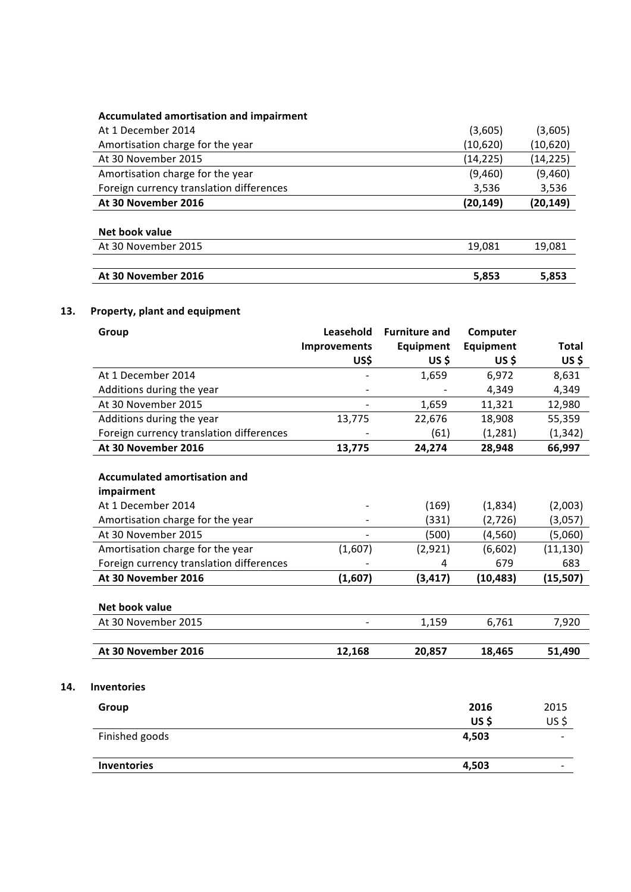| Accumulated amortisation and impairment | | |
|---|---|---|
| At 1 December 2014 | (3,605) | (3,605) |
| Amortisation charge for the year | (10,620) | (10,620) |
| At 30 November 2015 | (14,225) | (14,225) |
| Amortisation charge for the year | (9,460) | (9,460) |
| Foreign currency translation differences | 3,536 | 3,536 |
| **At 30 November 2016** | **(20,149)** | **(20,149)** |
| | | |
| **Net book value** | | |
| At 30 November 2015 | 19,081 | 19,081 |
| | | |
| **At 30 November 2016** | **5,853** | **5,853** |

## 13. Property, plant and equipment

| Group | Leasehold Improvements US$ | Furniture and Equipment US $ | Computer Equipment US $ | Total US $ |
|---|---|---|---|---|
| At 1 December 2014 | - | 1,659 | 6,972 | 8,631 |
| Additions during the year | - | - | 4,349 | 4,349 |
| At 30 November 2015 | - | 1,659 | 11,321 | 12,980 |
| Additions during the year | 13,775 | 22,676 | 18,908 | 55,359 |
| Foreign currency translation differences | - | (61) | (1,281) | (1,342) |
| **At 30 November 2016** | **13,775** | **24,274** | **28,948** | **66,997** |
| | | | | |
| **Accumulated amortisation and impairment** | | | | |
| At 1 December 2014 | - | (169) | (1,834) | (2,003) |
| Amortisation charge for the year | - | (331) | (2,726) | (3,057) |
| At 30 November 2015 | - | (500) | (4,560) | (5,060) |
| Amortisation charge for the year | (1,607) | (2,921) | (6,602) | (11,130) |
| Foreign currency translation differences | - | 4 | 679 | 683 |
| **At 30 November 2016** | **(1,607)** | **(3,417)** | **(10,483)** | **(15,507)** |
| | | | | |
| **Net book value** | | | | |
| At 30 November 2015 | - | 1,159 | 6,761 | 7,920 |
| | | | | |
| **At 30 November 2016** | **12,168** | **20,857** | **18,465** | **51,490** |

## 14. Inventories

| Group | 2016 US $ | 2015 US $ |
|---|---|---|
| Finished goods | 4,503 | - |
| | | |
| **Inventories** | **4,503** | - |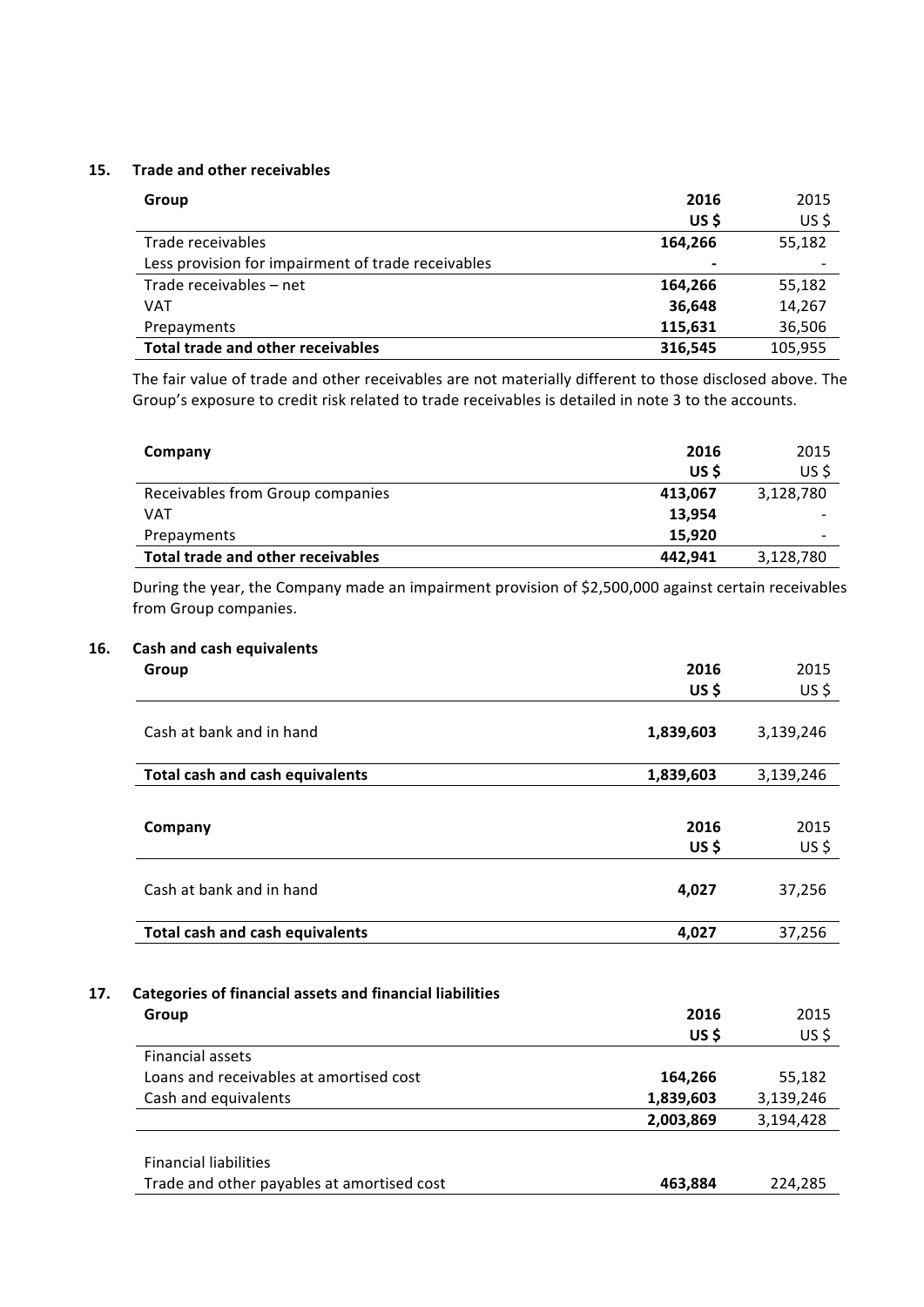## 15. Trade and other receivables

| Group | 2016<br>US $ | 2015<br>US $ |
|---|---|---|
| Trade receivables | **164,266** | 55,182 |
| Less provision for impairment of trade receivables | **-** | - |
| Trade receivables – net | **164,266** | 55,182 |
| VAT | **36,648** | 14,267 |
| Prepayments | **115,631** | 36,506 |
| **Total trade and other receivables** | **316,545** | 105,955 |

The fair value of trade and other receivables are not materially different to those disclosed above. The Group's exposure to credit risk related to trade receivables is detailed in note 3 to the accounts.

| Company | 2016<br>US $ | 2015<br>US $ |
|---|---|---|
| Receivables from Group companies | **413,067** | 3,128,780 |
| VAT | **13,954** | - |
| Prepayments | **15,920** | - |
| **Total trade and other receivables** | **442,941** | 3,128,780 |

During the year, the Company made an impairment provision of $2,500,000 against certain receivables from Group companies.

## 16. Cash and cash equivalents

| Group | 2016<br>US $ | 2015<br>US $ |
|---|---|---|
| Cash at bank and in hand | **1,839,603** | 3,139,246 |
| **Total cash and cash equivalents** | **1,839,603** | 3,139,246 |

| Company | 2016<br>US $ | 2015<br>US $ |
|---|---|---|
| Cash at bank and in hand | **4,027** | 37,256 |
| **Total cash and cash equivalents** | **4,027** | 37,256 |

## 17. Categories of financial assets and financial liabilities

| Group | 2016<br>US $ | 2015<br>US $ |
|---|---|---|
| Financial assets | | |
| Loans and receivables at amortised cost | **164,266** | 55,182 |
| Cash and equivalents | **1,839,603** | 3,139,246 |
| | **2,003,869** | 3,194,428 |
| | | |
| Financial liabilities | | |
| Trade and other payables at amortised cost | **463,884** | 224,285 |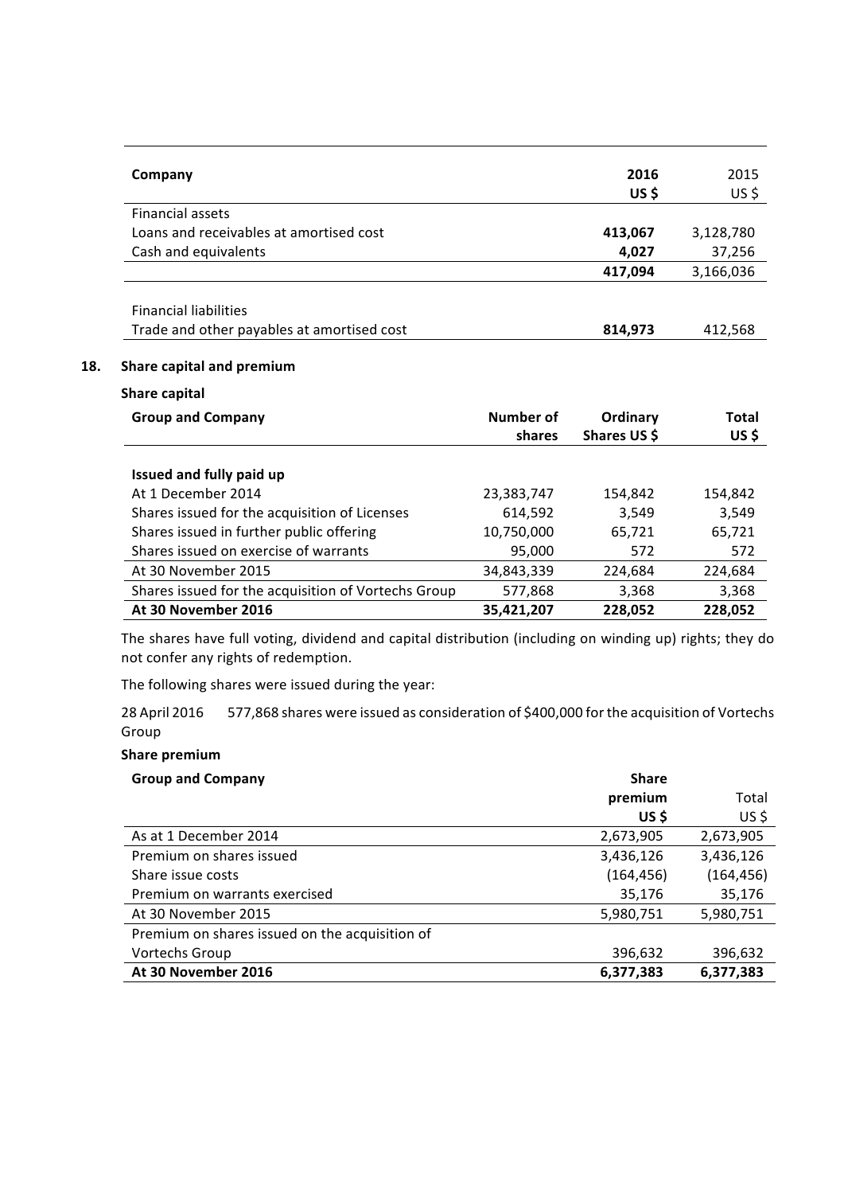| Company | 2016<br>US $ | 2015<br>US $ |
|---|---|---|
| Financial assets | | |
| Loans and receivables at amortised cost | **413,067** | 3,128,780 |
| Cash and equivalents | **4,027** | 37,256 |
| | **417,094** | 3,166,036 |
| | | |
| Financial liabilities | | |
| Trade and other payables at amortised cost | **814,973** | 412,568 |

## 18. Share capital and premium

**Share capital**

| Group and Company | Number of shares | Ordinary Shares US $ | Total US $ |
|---|---|---|---|
| **Issued and fully paid up** | | | |
| At 1 December 2014 | 23,383,747 | 154,842 | 154,842 |
| Shares issued for the acquisition of Licenses | 614,592 | 3,549 | 3,549 |
| Shares issued in further public offering | 10,750,000 | 65,721 | 65,721 |
| Shares issued on exercise of warrants | 95,000 | 572 | 572 |
| At 30 November 2015 | 34,843,339 | 224,684 | 224,684 |
| Shares issued for the acquisition of Vortechs Group | 577,868 | 3,368 | 3,368 |
| **At 30 November 2016** | **35,421,207** | **228,052** | **228,052** |

The shares have full voting, dividend and capital distribution (including on winding up) rights; they do not confer any rights of redemption.

The following shares were issued during the year:

28 April 2016 577,868 shares were issued as consideration of $400,000 for the acquisition of Vortechs Group

**Share premium**

| Group and Company | Share premium US $ | Total US $ |
|---|---|---|
| As at 1 December 2014 | 2,673,905 | 2,673,905 |
| Premium on shares issued | 3,436,126 | 3,436,126 |
| Share issue costs | (164,456) | (164,456) |
| Premium on warrants exercised | 35,176 | 35,176 |
| At 30 November 2015 | 5,980,751 | 5,980,751 |
| Premium on shares issued on the acquisition of Vortechs Group | 396,632 | 396,632 |
| **At 30 November 2016** | **6,377,383** | **6,377,383** |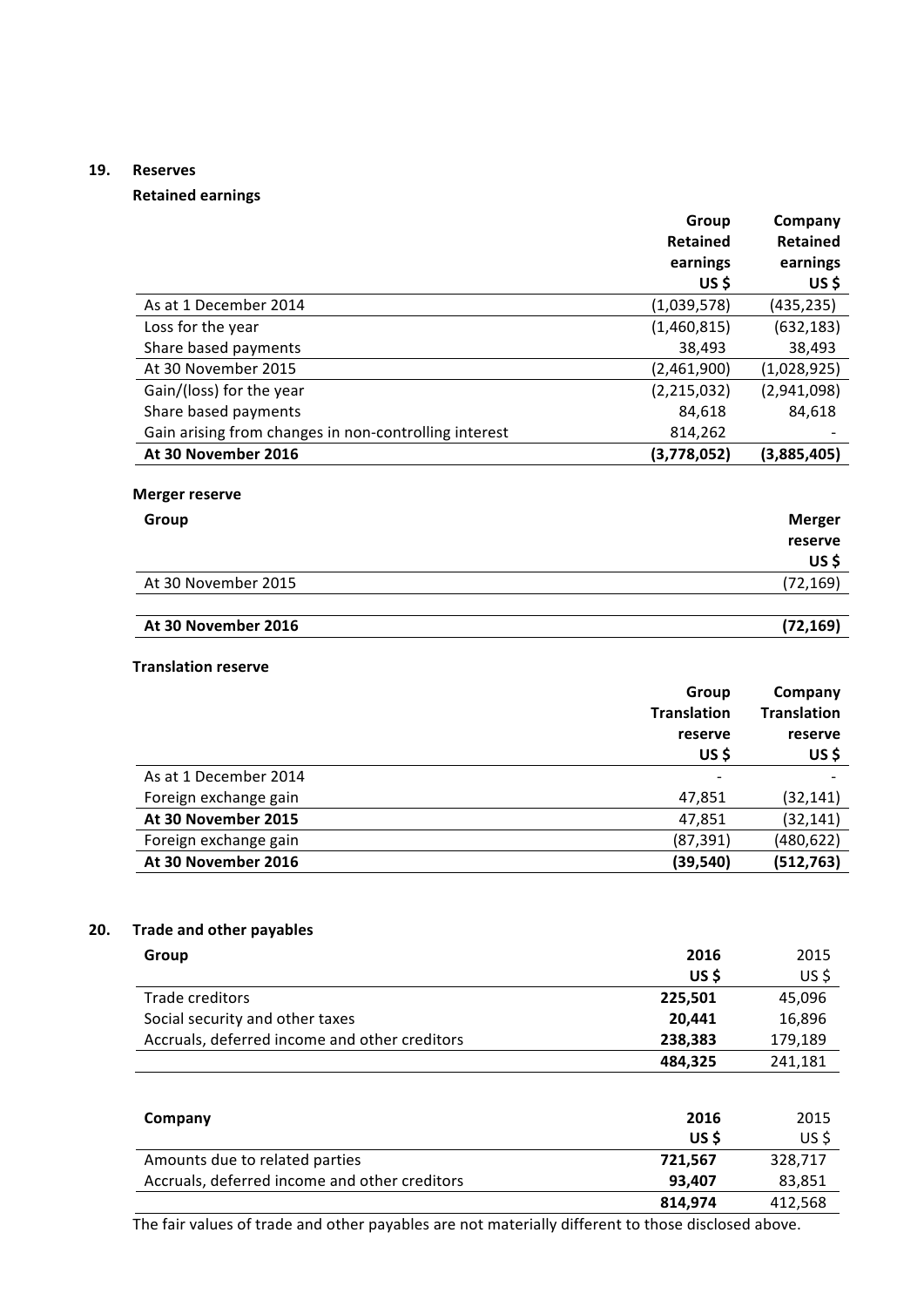## 19. Reserves

### Retained earnings

| | Group Retained earnings US $ | Company Retained earnings US $ |
|---|---|---|
| As at 1 December 2014 | (1,039,578) | (435,235) |
| Loss for the year | (1,460,815) | (632,183) |
| Share based payments | 38,493 | 38,493 |
| At 30 November 2015 | (2,461,900) | (1,028,925) |
| Gain/(loss) for the year | (2,215,032) | (2,941,098) |
| Share based payments | 84,618 | 84,618 |
| Gain arising from changes in non-controlling interest | 814,262 | - |
| **At 30 November 2016** | **(3,778,052)** | **(3,885,405)** |

### Merger reserve

| Group | Merger reserve US $ |
|---|---|
| At 30 November 2015 | (72,169) |
| **At 30 November 2016** | **(72,169)** |

### Translation reserve

| | Group Translation reserve US $ | Company Translation reserve US $ |
|---|---|---|
| As at 1 December 2014 | - | - |
| Foreign exchange gain | 47,851 | (32,141) |
| **At 30 November 2015** | 47,851 | (32,141) |
| Foreign exchange gain | (87,391) | (480,622) |
| **At 30 November 2016** | **(39,540)** | **(512,763)** |

## 20. Trade and other payables

| Group | 2016 US $ | 2015 US $ |
|---|---|---|
| Trade creditors | **225,501** | 45,096 |
| Social security and other taxes | **20,441** | 16,896 |
| Accruals, deferred income and other creditors | **238,383** | 179,189 |
| | **484,325** | 241,181 |

| Company | 2016 US $ | 2015 US $ |
|---|---|---|
| Amounts due to related parties | **721,567** | 328,717 |
| Accruals, deferred income and other creditors | **93,407** | 83,851 |
| | **814,974** | 412,568 |

The fair values of trade and other payables are not materially different to those disclosed above.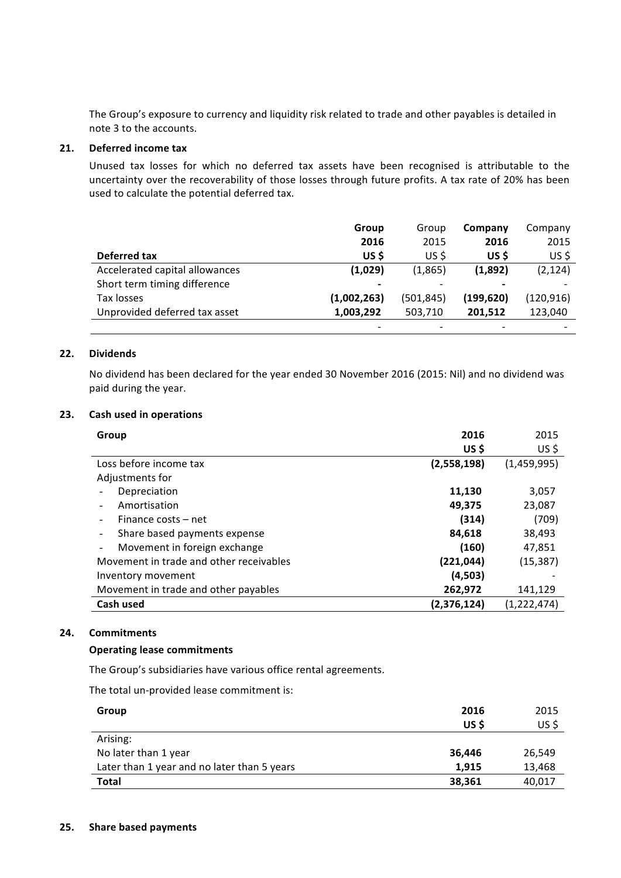The Group's exposure to currency and liquidity risk related to trade and other payables is detailed in note 3 to the accounts.

## 21. Deferred income tax

Unused tax losses for which no deferred tax assets have been recognised is attributable to the uncertainty over the recoverability of those losses through future profits. A tax rate of 20% has been used to calculate the potential deferred tax.

| Deferred tax | **Group 2016 US $** | Group 2015 US $ | **Company 2016 US $** | Company 2015 US $ |
|---|---|---|---|---|
| Accelerated capital allowances | **(1,029)** | (1,865) | **(1,892)** | (2,124) |
| Short term timing difference | **-** | - | **-** | - |
| Tax losses | **(1,002,263)** | (501,845) | **(199,620)** | (120,916) |
| Unprovided deferred tax asset | **1,003,292** | 503,710 | **201,512** | 123,040 |
| | - | - | - | - |

## 22. Dividends

No dividend has been declared for the year ended 30 November 2016 (2015: Nil) and no dividend was paid during the year.

## 23. Cash used in operations

| Group | **2016 US $** | 2015 US $ |
|---|---|---|
| Loss before income tax | **(2,558,198)** | (1,459,995) |
| Adjustments for | | |
| - Depreciation | **11,130** | 3,057 |
| - Amortisation | **49,375** | 23,087 |
| - Finance costs – net | **(314)** | (709) |
| - Share based payments expense | **84,618** | 38,493 |
| - Movement in foreign exchange | **(160)** | 47,851 |
| Movement in trade and other receivables | **(221,044)** | (15,387) |
| Inventory movement | **(4,503)** | - |
| Movement in trade and other payables | **262,972** | 141,129 |
| **Cash used** | **(2,376,124)** | (1,222,474) |

## 24. Commitments

**Operating lease commitments**

The Group's subsidiaries have various office rental agreements.

The total un-provided lease commitment is:

| Group | **2016 US $** | 2015 US $ |
|---|---|---|
| Arising: | | |
| No later than 1 year | **36,446** | 26,549 |
| Later than 1 year and no later than 5 years | **1,915** | 13,468 |
| **Total** | **38,361** | 40,017 |

## 25. Share based payments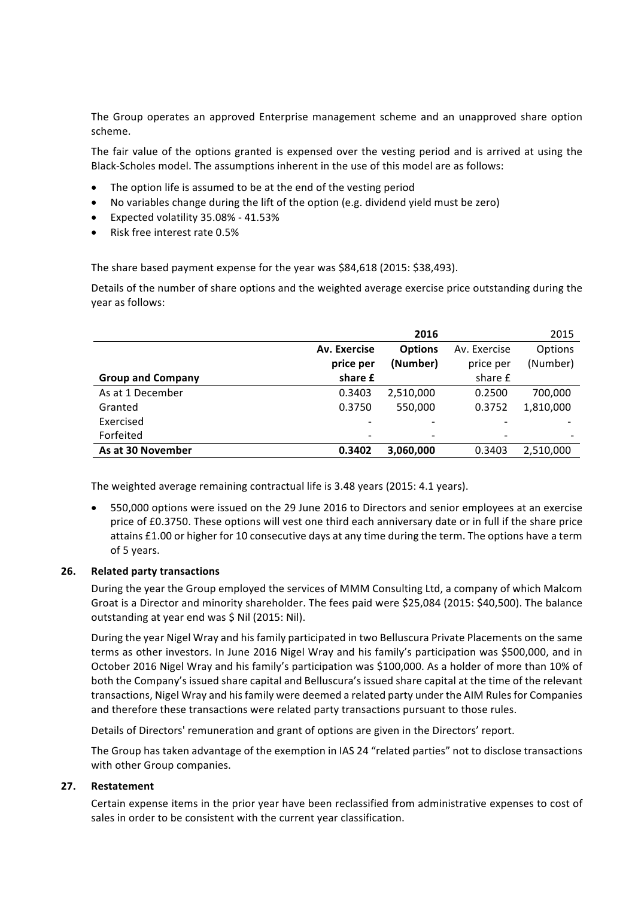The Group operates an approved Enterprise management scheme and an unapproved share option scheme.

The fair value of the options granted is expensed over the vesting period and is arrived at using the Black-Scholes model. The assumptions inherent in the use of this model are as follows:

- The option life is assumed to be at the end of the vesting period
- No variables change during the lift of the option (e.g. dividend yield must be zero)
- Expected volatility 35.08% - 41.53%
- Risk free interest rate 0.5%

The share based payment expense for the year was $84,618 (2015: $38,493).

Details of the number of share options and the weighted average exercise price outstanding during the year as follows:

| | **2016** | | 2015 | |
|---|---|---|---|---|
| **Group and Company** | **Av. Exercise price per share £** | **Options (Number)** | Av. Exercise price per share £ | Options (Number) |
| As at 1 December | 0.3403 | 2,510,000 | 0.2500 | 700,000 |
| Granted | 0.3750 | 550,000 | 0.3752 | 1,810,000 |
| Exercised | - | - | - | - |
| Forfeited | - | - | - | - |
| **As at 30 November** | **0.3402** | **3,060,000** | 0.3403 | 2,510,000 |

The weighted average remaining contractual life is 3.48 years (2015: 4.1 years).

- 550,000 options were issued on the 29 June 2016 to Directors and senior employees at an exercise price of £0.3750. These options will vest one third each anniversary date or in full if the share price attains £1.00 or higher for 10 consecutive days at any time during the term. The options have a term of 5 years.

## 26. Related party transactions

During the year the Group employed the services of MMM Consulting Ltd, a company of which Malcom Groat is a Director and minority shareholder. The fees paid were $25,084 (2015: $40,500). The balance outstanding at year end was $ Nil (2015: Nil).

During the year Nigel Wray and his family participated in two Belluscura Private Placements on the same terms as other investors. In June 2016 Nigel Wray and his family's participation was $500,000, and in October 2016 Nigel Wray and his family's participation was $100,000. As a holder of more than 10% of both the Company's issued share capital and Belluscura's issued share capital at the time of the relevant transactions, Nigel Wray and his family were deemed a related party under the AIM Rules for Companies and therefore these transactions were related party transactions pursuant to those rules.

Details of Directors' remuneration and grant of options are given in the Directors' report.

The Group has taken advantage of the exemption in IAS 24 "related parties" not to disclose transactions with other Group companies.

## 27. Restatement

Certain expense items in the prior year have been reclassified from administrative expenses to cost of sales in order to be consistent with the current year classification.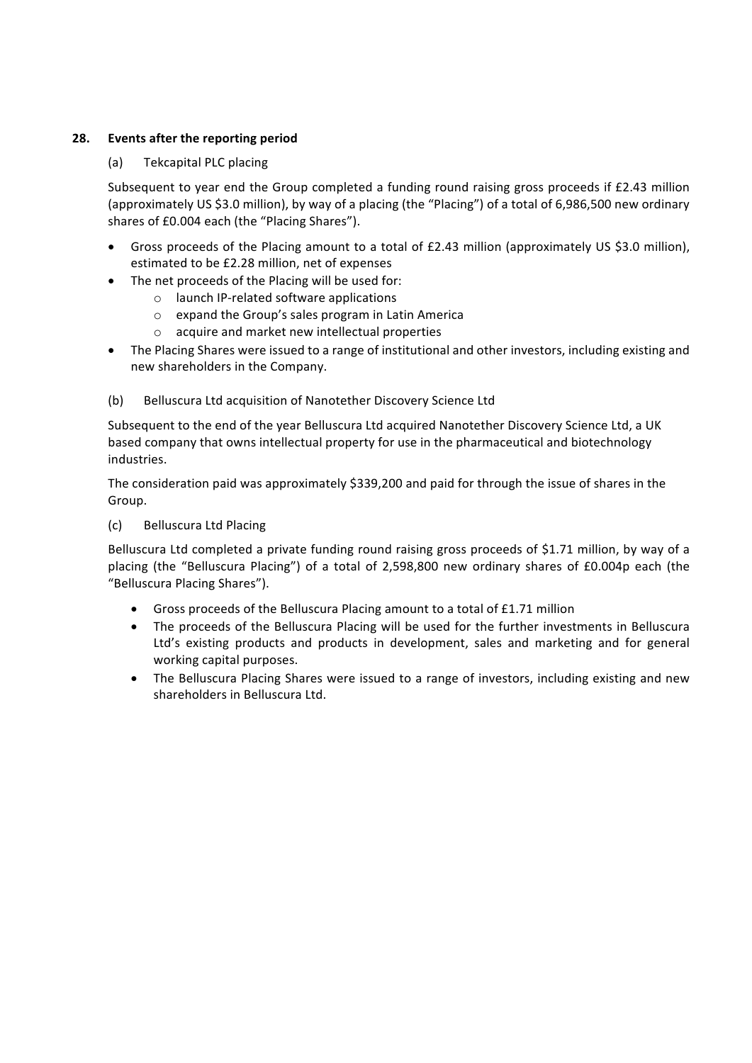## 28. Events after the reporting period

### (a) Tekcapital PLC placing

Subsequent to year end the Group completed a funding round raising gross proceeds if £2.43 million (approximately US $3.0 million), by way of a placing (the "Placing") of a total of 6,986,500 new ordinary shares of £0.004 each (the "Placing Shares").

- Gross proceeds of the Placing amount to a total of £2.43 million (approximately US $3.0 million), estimated to be £2.28 million, net of expenses
- The net proceeds of the Placing will be used for:
  - launch IP-related software applications
  - expand the Group's sales program in Latin America
  - acquire and market new intellectual properties
- The Placing Shares were issued to a range of institutional and other investors, including existing and new shareholders in the Company.

### (b) Belluscura Ltd acquisition of Nanotether Discovery Science Ltd

Subsequent to the end of the year Belluscura Ltd acquired Nanotether Discovery Science Ltd, a UK based company that owns intellectual property for use in the pharmaceutical and biotechnology industries.

The consideration paid was approximately $339,200 and paid for through the issue of shares in the Group.

### (c) Belluscura Ltd Placing

Belluscura Ltd completed a private funding round raising gross proceeds of $1.71 million, by way of a placing (the "Belluscura Placing") of a total of 2,598,800 new ordinary shares of £0.004p each (the "Belluscura Placing Shares").

- Gross proceeds of the Belluscura Placing amount to a total of £1.71 million
- The proceeds of the Belluscura Placing will be used for the further investments in Belluscura Ltd's existing products and products in development, sales and marketing and for general working capital purposes.
- The Belluscura Placing Shares were issued to a range of investors, including existing and new shareholders in Belluscura Ltd.